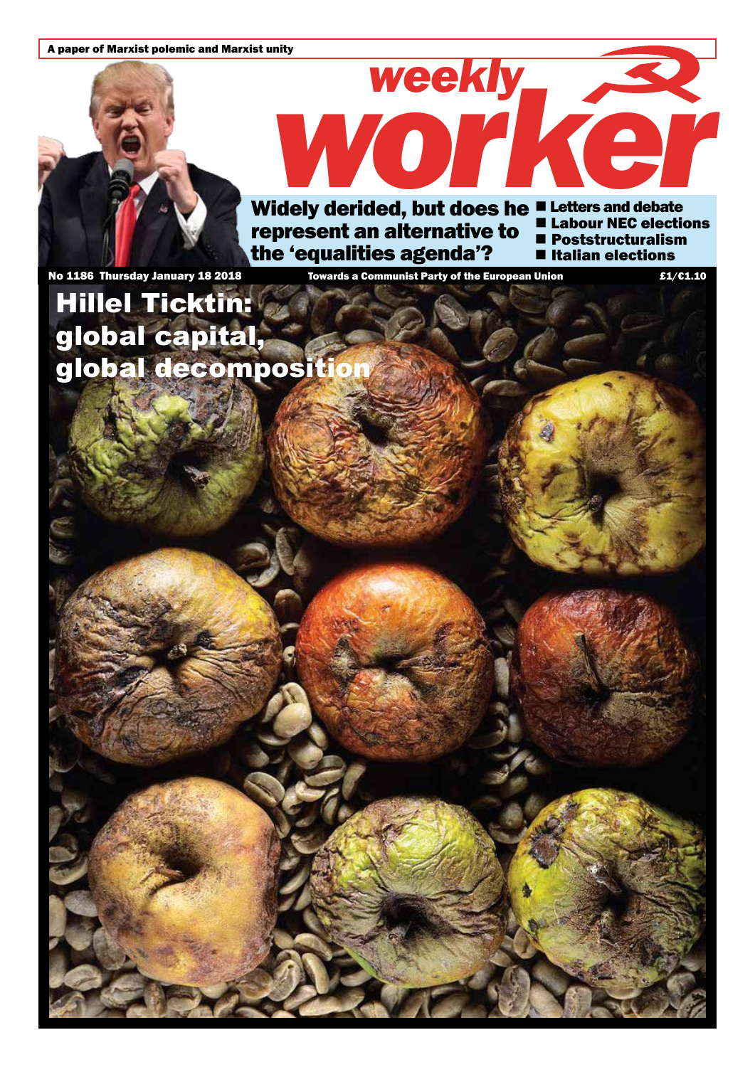A paper of Marxist polemic and Marxist unity

# weekly worker

**Widely derided, but does he represent an alternative to the 'equalities agenda'?**

- Letters and debate
- Labour NEC elections
- Poststructuralism
- Italian elections

No 1186 Thursday January 18 2018

Towards a Communist Party of the European Union

£1/€1.10

## Hillel Ticktin: global capital, global decomposition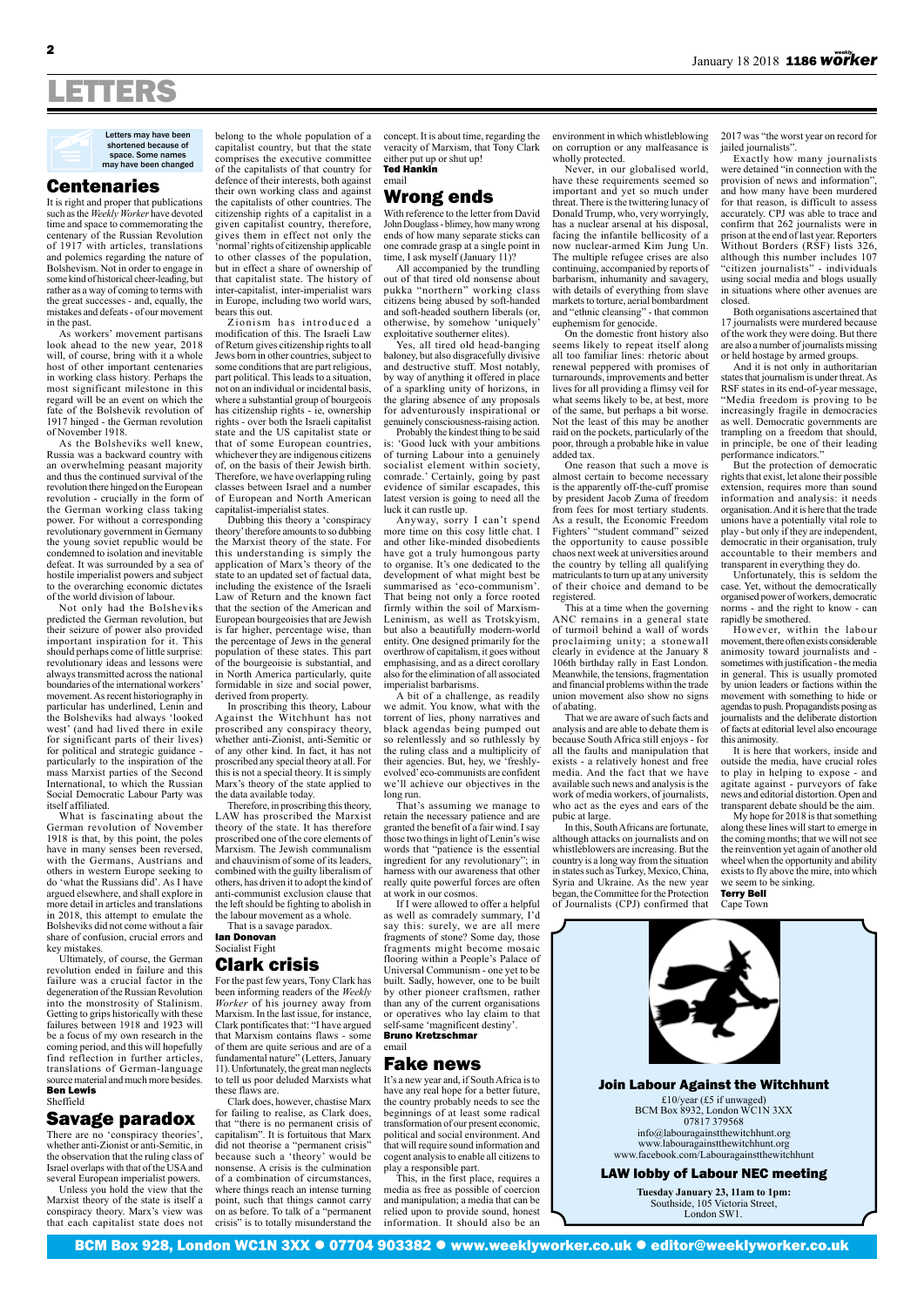# LETTERS

Letters may have been shortened because of space. Some names may have been changed

## Centenaries

It is right and proper that publications such as the *Weekly Worker* have devoted time and space to commemorating the centenary of the Russian Revolution of 1917 with articles, translations and polemics regarding the nature of Bolshevism. Not in order to engage in some kind of historical cheer-leading, but rather as a way of coming to terms with the great successes - and, equally, the mistakes and defeats - of our movement in the past.

As workers' movement partisans look ahead to the new year, 2018 will, of course, bring with it a whole host of other important centenaries in working class history. Perhaps the most significant milestone in this regard will be an event on which the fate of the Bolshevik revolution of 1917 hinged - the German revolution of November 1918.

As the Bolsheviks well knew, Russia was a backward country with an overwhelming peasant majority and thus the continued survival of the revolution there hinged on the European revolution - crucially in the form of the German working class taking power. For without a corresponding revolutionary government in Germany the young soviet republic would be condemned to isolation and inevitable defeat. It was surrounded by a sea of hostile imperialist powers and subject to the overarching economic dictates of the world division of labour.

Not only had the Bolsheviks predicted the German revolution, but their seizure of power also provided important inspiration for it. This should perhaps come of little surprise: revolutionary ideas and lessons were always transmitted across the national boundaries of the international workers' movement. As recent historiography in particular has underlined, Lenin and the Bolsheviks had always 'looked west' (and had lived there in exile for significant parts of their lives) for political and strategic guidance - particularly to the inspiration of the mass Marxist parties of the Second International, to which the Russian Social Democratic Labour Party was itself affiliated.

What is fascinating about the German revolution of November 1918 is that, by this point, the poles have in many senses been reversed, with the Germans, Austrians and others in western Europe seeking to do 'what the Russians did'. As I have argued elsewhere, and shall explore in more detail in articles and translations in 2018, this attempt to emulate the Bolsheviks did not come without a fair share of confusion, crucial errors and key mistakes.

Ultimately, of course, the German revolution ended in failure and this failure was a crucial factor in the degeneration of the Russian Revolution into the monstrosity of Stalinism. Getting to grips historically with these failures between 1918 and 1923 will be a focus of my own research in the coming period, and this will hopefully find reflection in further articles, translations of German-language source material and much more besides.

**Ben Lewis**
Sheffield

## Savage paradox

There are no 'conspiracy theories', whether anti-Zionist or anti-Semitic, in the observation that the ruling class of Israel overlaps with that of the USA and several European imperialist powers.

Unless you hold the view that the Marxist theory of the state is itself a conspiracy theory. Marx's view was that each capitalist state does not belong to the whole population of a capitalist country, but that the state comprises the executive committee of the capitalists of that country for defence of their interests, both against their own working class and against the capitalists of other countries. The citizenship rights of a capitalist in a given capitalist country, therefore, gives them in effect not only the 'normal' rights of citizenship applicable to other classes of the population, but in effect a share of ownership of that capitalist state. The history of inter-capitalist, inter-imperialist wars in Europe, including two world wars, bears this out.

Zionism has introduced a modification of this. The Israeli Law of Return gives citizenship rights to all Jews born in other countries, subject to some conditions that are part religious, part political. This leads to a situation, not on an individual or incidental basis, where a substantial group of bourgeois has citizenship rights - ie, ownership rights - over both the Israeli capitalist state and the US capitalist state or that of some European countries, whichever they are indigenous citizens of, on the basis of their Jewish birth. Therefore, we have overlapping ruling classes between Israel and a number of European and North American capitalist-imperialist states.

Dubbing this theory a 'conspiracy theory' therefore amounts to so dubbing the Marxist theory of the state. For this understanding is simply the application of Marx's theory of the state to an updated set of factual data, including the existence of the Israeli Law of Return and the known fact that the section of the American and European bourgeoisies that are Jewish is far higher, percentage wise, than the percentage of Jews in the general population of these states. This part of the bourgeoisie is substantial, and in North America particularly, quite formidable in size and social power, derived from property.

In proscribing this theory, Labour Against the Witchhunt has not proscribed any conspiracy theory, whether anti-Zionist, anti-Semitic or of any other kind. In fact, it has not proscribed any special theory at all. For this is not a special theory. It is simply Marx's theory of the state applied to the data available today.

Therefore, in proscribing this theory, LAW has proscribed the Marxist theory of the state. It has therefore proscribed one of the core elements of Marxism. The Jewish communalism and chauvinism of some of its leaders, combined with the guilty liberalism of others, has driven it to adopt the kind of anti-communist exclusion clause that the left should be fighting to abolish in the labour movement as a whole.

That is a savage paradox.

**Ian Donovan**
Socialist Fight

## Clark crisis

For the past few years, Tony Clark has been informing readers of the *Weekly Worker* of his journey away from Marxism. In the last issue, for instance, Clark pontificates that: "I have argued that Marxism contains flaws - some of them are quite serious and are of a fundamental nature" (Letters, January 11). Unfortunately, the great man neglects to tell us poor deluded Marxists what these flaws are.

Clark does, however, chastise Marx for failing to realise, as Clark does, that "there is no permanent crisis of capitalism". It is fortuitous that Marx did not theorise a "permanent crisis" because such a 'theory' would be nonsense. A crisis is the culmination of a combination of circumstances, where things reach an intense turning point, such that things cannot carry on as before. To talk of a "permanent crisis" is to totally misunderstand the concept. It is about time, regarding the veracity of Marxism, that Tony Clark either put up or shut up!

**Ted Hankin**
email

## Wrong ends

With reference to the letter from David John Douglass - blimey, how many wrong ends of how many separate sticks can one comrade grasp at a single point in time, I ask myself (January 11)?

All accompanied by the trundling out of that tired old nonsense about pukka "northern" working class citizens being abused by soft-handed and soft-headed southern liberals (or, otherwise, by somehow 'uniquely' exploitative southerner elites).

Yes, all tired old head-banging baloney, but also disgracefully divisive and destructive stuff. Most notably, by way of anything it offered in place of a sparkling unity of horizons, in the glaring absence of any proposals for adventurously inspirational or genuinely consciousness-raising action.

Probably the kindest thing to be said is: 'Good luck with your ambitions of turning Labour into a genuinely socialist element within society, comrade.' Certainly, going by past evidence of similar escapades, this latest version is going to need all the luck it can rustle up.

Anyway, sorry I can't spend more time on this cosy little chat. I and other like-minded disobedients have got a truly humongous party to organise. It's one dedicated to the development of what might best be summarised as 'eco-communism'. That being not only a force rooted firmly within the soil of Marxism-Leninism, as well as Trotskyism, but also a beautifully modern-world entity. One designed primarily for the overthrow of capitalism, it goes without emphasising, and as a direct corollary also for the elimination of all associated imperialist barbarisms.

A bit of a challenge, as readily we admit. You know, what with the torrent of lies, phony narratives and black agendas being pumped out so relentlessly and so ruthlessly by the ruling class and a multiplicity of their agencies. But, hey, we 'freshly-evolved' eco-communists are confident we'll achieve our objectives in the long run.

That's assuming we manage to retain the necessary patience and are granted the benefit of a fair wind. I say those two things in light of Lenin's wise words that "patience is the essential ingredient for any revolutionary"; in harness with our awareness that other really quite powerful forces are often at work in our cosmos.

If I were allowed to offer a helpful as well as comradely summary, I'd say this: surely, we are all mere fragments of stone? Some day, those fragments might become mosaic flooring within a People's Palace of Universal Communism - one yet to be built. Sadly, however, one to be built by other pioneer craftsmen, rather than any of the current organisations or operatives who lay claim to that self-same 'magnificent destiny'.

**Bruno Kretzschmar**
email

## Fake news

It's a new year and, if South Africa is to have any real hope for a better future, the country probably needs to see the beginnings of at least some radical transformation of our present economic, political and social environment. And that will require sound information and cogent analysis to enable all citizens to play a responsible part.

This, in the first place, requires a media as free as possible of coercion and manipulation; a media that can be relied upon to provide sound, honest information. It should also be an environment in which whistleblowing on corruption or any malfeasance is wholly protected.

Never, in our globalised world, have these requirements seemed so important and yet so much under threat. There is the twittering lunacy of Donald Trump, who, very worryingly, has a nuclear arsenal at his disposal, facing the infantile bellicosity of a now nuclear-armed Kim Jung Un. The multiple refugee crises are also continuing, accompanied by reports of barbarism, inhumanity and savagery, with details of everything from slave markets to torture, aerial bombardment and "ethnic cleansing" - that common euphemism for genocide.

On the domestic front history also seems likely to repeat itself along all too familiar lines: rhetoric about renewal peppered with promises of turnarounds, improvements and better lives for all providing a flimsy veil for what seems likely to be, at best, more of the same, but perhaps a bit worse. Not the least of this may be another raid on the pockets, particularly of the poor, through a probable hike in value added tax.

One reason that such a move is almost certain to become necessary is the apparently off-the-cuff promise by president Jacob Zuma of freedom from fees for most tertiary students. As a result, the Economic Freedom Fighters' "student command" seized the opportunity to cause possible chaos next week at universities around the country by telling all qualifying matriculants to turn up at any university of their choice and demand to be registered.

This at a time when the governing ANC remains in a general state of turmoil behind a wall of words proclaiming unity; a stonewall clearly in evidence at the January 8 106th birthday rally in East London. Meanwhile, the tensions, fragmentation and financial problems within the trade union movement also show no signs of abating.

That we are aware of such facts and analysis and are able to debate them is because South Africa still enjoys - for all the faults and manipulation that exists - a relatively honest and free media. And the fact that we have available such news and analysis is the work of media workers, of journalists, who act as the eyes and ears of the pubic at large.

In this, South Africans are fortunate, although attacks on journalists and on whistleblowers are increasing. But the country is a long way from the situation in states such as Turkey, Mexico, China, Syria and Ukraine. As the new year began, the Committee for the Protection of Journalists (CPJ) confirmed that 2017 was "the worst year on record for jailed journalists".

Exactly how many journalists were detained "in connection with the provision of news and information", and how many have been murdered for that reason, is difficult to assess accurately. CPJ was able to trace and confirm that 262 journalists were in prison at the end of last year. Reporters Without Borders (RSF) lists 326, although this number includes 107 "citizen journalists" - individuals using social media and blogs usually in situations where other avenues are closed.

Both organisations ascertained that 17 journalists were murdered because of the work they were doing. But there are also a number of journalists missing or held hostage by armed groups.

And it is not only in authoritarian states that journalism is under threat. As RSF states in its end-of-year message, "Media freedom is proving to be increasingly fragile in democracies as well. Democratic governments are trampling on a freedom that should, in principle, be one of their leading performance indicators."

But the protection of democratic rights that exist, let alone their possible extension, requires more than sound information and analysis: it needs organisation. And it is here that the trade unions have a potentially vital role to play - but only if they are independent, democratic in their organisation, truly accountable to their members and transparent in everything they do.

Unfortunately, this is seldom the case. Yet, without the democratically organised power of workers, democratic norms - and the right to know - can rapidly be smothered.

However, within the labour movement, there often exists considerable animosity toward journalists and - sometimes with justification - the media in general. This is usually promoted by union leaders or factions within the movement with something to hide or agendas to push. Propagandists posing as journalists and the deliberate distortion of facts at editorial level also encourage this animosity.

It is here that workers, inside and outside the media, have crucial roles to play in helping to expose - and agitate against - purveyors of fake news and editorial distortion. Open and transparent debate should be the aim.

My hope for 2018 is that something along these lines will start to emerge in the coming months; that we will not see the reinvention yet again of another old wheel when the opportunity and ability exists to fly above the mire, into which we seem to be sinking.

**Terry Bell**
Cape Town

### Join Labour Against the Witchhunt

£10/year (£5 if unwaged)
BCM Box 8932, London WC1N 3XX
07817 379568
info@labouragainstthewitchhunt.org
www.labouragainstthewitchhunt.org
www.facebook.com/Labouragainstthewitchhunt

### LAW lobby of Labour NEC meeting

**Tuesday January 23, 11am to 1pm:**
Southside, 105 Victoria Street,
London SW1.

BCM Box 928, London WC1N 3XX • 07704 903382 • www.weeklyworker.co.uk • editor@weeklyworker.co.uk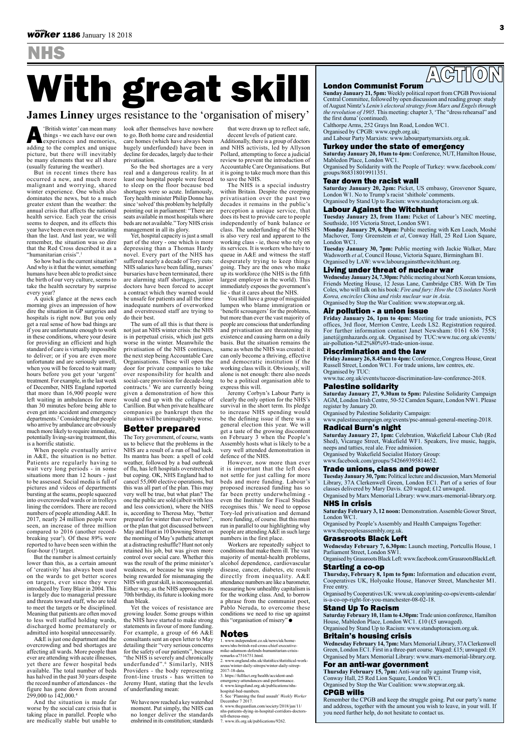# NHS

# With great skill

**James Linney** urges resistance to the 'organisation of misery'

A 'British winter' can mean many things - we each have our own experiences and memories, adding to the complex and unique picture, but there will inevitably be many elements that we all share (usually featuring the weather).

But in recent times there has occurred a new, and much more malignant and worrying, shared winter experience. One which also dominates the news, but to a much greater extent than the weather: the annual crisis that affects the national health service. Each year the crisis seems to deepen, and its effects this year have been even more devastating than the last. And last year, we will remember, the situation was so dire that the Red Cross described it as a "humanitarian crisis".[1]

So how bad is the current situation? And why is it that the winter, something humans have been able to predict since the birth of our very culture, seems to take the health secretary by surprise every year?

A quick glance at the news each morning gives an impression of how dire the situation in GP surgeries and hospitals is right now. But you only get a real sense of how bad things are if you are unfortunate enough to work in these conditions, where your desire for providing an efficient and high standard of care is virtually impossible to deliver; or if you are even more unfortunate and are seriously unwell, when you will be forced to wait many hours before you get your 'urgent' treatment. For example, in the last week of December, NHS England reported that more than 16,900 people were left waiting in ambulances for more than 30 minutes before being able to even get into accident and emergency departments.[2] Considering that people who arrive by ambulance are obviously much more likely to require immediate, potentially living-saving treatment, this is a horrific statistic.

When people eventually arrive in A&E, the situation is no better. Patients are regularly having to wait very long periods - in some situations more than 12 hours - just to be assessed. Social media is full of pictures and videos of departments bursting at the seams, people squeezed into overcrowded wards or in trolleys lining the corridors. There are record numbers of people attending A&E. In 2017, nearly 24 million people were seen, an increase of three million compared to 2016 (another record-breaking year[3]). Of these 89% were reported to have been seen within the four-hour (!) target.

But the number is almost certainly lower than this, as a certain amount of 'creativity' has always been used on the wards to get better scores on targets, ever since they were introduced by Tony Blair in 2004. This is largely due to managerial pressure and threats toward staff, who are told to meet the targets or be disciplined. Meaning that patients are often moved to less well staffed holding wards, discharged home prematurely or admitted into hospital unnecessarily.

A&E is just one department and the overcrowding and bed shortages are affecting all wards. More people than ever are attending with acute illnesses, yet there are fewer hospital beds available. The total number of beds has halved in the past 30 years despite the record number of attendances - the figure has gone down from around 299,000 to 142,000.[4]

And the situation is made far worse by the social care crisis that is taking place in parallel. People who are medically stable but unable to look after themselves have nowhere to go. Both home care and residential care homes (which have always been hugely underfunded) have been in decline for decades, largely due to their privatisation.

So the bed shortages are a very real and a dangerous reality. In at least one hospital people were forced to sleep on the floor because bed shortages were so acute. Infamously, Tory health minister Philip Donne has since 'solved' this problem by helpfully pointing out in parliament: "There are seats available in most hospitals where beds are not available." Tory NHS crisis management in all its glory.

Yet, hospital capacity is just a small part of the story - one which is more depressing than a Thomas Hardy novel. Every part of the NHS has suffered nearly a decade of Tory cuts: NHS salaries have been falling, nurses' bursaries have been terminated, there are alarming staff shortages, junior doctors have been forced to accept a contract which they warned would be unsafe for patients and all the time inadequate numbers of overworked and overstressed staff are trying to do their best.

The sum of all this is that there is not just an NHS winter crisis: the NHS is in perpetual crisis, which just gets worse in the winter. Meanwhile the privatisation of the NHS continues, the next step being Accountable Care Organisations. These will open the door for private companies to take over responsibility for health and social-care provision for decade-long contracts.[5] We are currently being given a demonstration of how this would end up with the collapse of Carillion. But when private healthcare companies go bankrupt then the situation will be unimaginably worse.

## Better prepared

The Tory government, of course, wants us to believe that the problems in the NHS are a result of a run of bad luck. Its mantra has been: a spell of cold weather, followed by a bad outbreak of flu, has left hospitals overstretched but coping. OK, NHS England had to cancel 55,000 elective operations, but this was all part of the plan. This may very well be true, but what plan? The one the public are sold (albeit with less and less conviction), where the NHS is, according to Theresa May, "better prepared for winter than ever before", or the plan that got discussed between May and Hunt in 10 Downing Street on the morning of May's pathetic attempt at a distracting reshuffle? Hunt not only retained his job, but was given more control over social care. Whether this was the result of the prime minister's weakness, or because he was simply being rewarded for mismanaging the NHS with great skill, is inconsequential. Either way, as the NHS approaches its 70th birthday, its future is looking more than bleak.

Yet the voices of resistance are growing louder. Some groups within the NHS have started to make strong statements in favour of more funding. For example, a group of 66 A&E consultants sent an open letter to May detailing their "very serious concerns for the safety of our patients", because "the NHS is severely and chronically underfunded".[6] Similarly, NHS Providers - the body representing front-line trusts - has written to Jeremy Hunt, stating that the levels of underfunding mean:

> We have now reached a key watershed moment. Put simply, the NHS can no longer deliver the standards enshrined in its constitution; standards that were drawn up to reflect safe, decent levels of patient care.

Additionally, there is a group of doctors and NHS activists, led by Allyson Pollard, attempting to force a judicial review to prevent the introduction of Accountable Care Organisations. But it is going to take much more than this to save the NHS.

The NHS is a special industry within Britain. Despite the creeping privatisation over the past two decades it remains in the public's perception a unique service, that does its best to provide care to people independently of bank balance or class. The underfunding of the NHS is also very real and apparent to the working class - ie, those who rely on its services. It is workers who have to queue in A&E and witness the staff desperately trying to keep things going. They are the ones who make up its workforce (the NHS is the fifth largest employer in the world). This immediately exposes the government's lie - that it cares about the NHS.

You still have a group of misguided lumpen who blame immigration or 'benefit scroungers' for the problems, but more than ever the vast majority of people are conscious that underfunding and privatisation are threatening its existence and causing harm on a daily basis. But the situation remains the same as when the NHS was created: it can only become a thriving, effective and democratic institution if the working class wills it. Obviously, will alone is not enough: there also needs to be a political organisation able to express this will.

Jeremy Corbyn's Labour Party is clearly the only option for the NHS's survival in the short term. Its pledge to increase NHS spending would be the defining issue if there was a general election this year. We will get a taste of the growing discontent on February 3 when the People's Assembly hosts what is likely to be a very well attended demonstration in defence of the NHS.

However, now more than ever it is important that the left does not settle for just calling for more beds and more funding. Labour's proposed increased funding has so far been pretty underwhelming - even the Institute for Fiscal Studies recognises this.[7] We need to oppose Tory-led privatisation and demand more funding, of course. But this must run in parallel to our highlighting why people are attending A&E in such large numbers in the first place.

Workers are repeatedly subject to conditions that make them ill. The vast majority of mental-health problems, alcohol dependence, cardiovascular disease, cancer, diabetes, etc result directly from inequality. A&E attendance numbers are like a barometer, measuring how unhealthy capitalism is for the working class. And, to borrow a phrase from the communist poet, Pablo Neruda, to overcome these conditions we need to rise up against this "organisation of misery" ●

## Notes

1. www.independent.co.uk/news/uk/home-news/nhs-british-red-cross-chief-executive-mike-adamson-defends-humanitarian-crisis-remarks-a7516751.html.
2. www.england.nhs.uk/statistics/statistical-work-areas/winter-daily-sitreps/winter-daily-sitrep-2017-18-data.
3. https://fullfact.org/health/accident-and-emergency-attendances-and-performance.
4. www.kingsfund.org.uk/publications/nhs-hospital-bed-numbers.
5. See 'Planning the final assault' *Weekly Worker* December 7 2017.
6. www.theguardian.com/society/2018/jan/11/nhs-patients-dying-in-hospital-corridors-doctors-tell-theresa-may.
7. www.ifs.org.uk/publications/9262.

# ACTION

### London Communist Forum

**Sunday January 21, 5pm:** Weekly political report from CPGB Provisional Central Committee, followed by open discussion and reading group: study of August Nimtz's *Lenin's electoral strategy from Marx and Engels through the revolution of 1905*. This meeting: chapter 3, 'The "dress rehearsal" and the first duma' (continued).
Calthorpe Arms, 252 Grays Inn Road, London WC1.
Organised by CPGB: www.cpgb.org.uk;
and Labour Party Marxists: www.labourpartymarxists.org.uk.

### Turkey under the state of emergency

**Saturday January 20, 10am to 4pm:** Conference, NUT, Hamilton House, Mabledon Place, London WC1.
Organised by Solidarity with the People of Turkey: www.facebook.com/groups/868318019911351.

### Tear down the racist wall

**Saturday January 20, 2pm:** Picket, US embassy, Grosvenor Square, London W1. No to Trump's racist 'shithole' comments.
Organised by Stand Up to Racism: www.standuptoracism.org.uk.

### Labour Against the Witchhunt

**Tuesday January 23, from 11am:** Picket of Labour's NEC meeting, Southside, 105 Victoria Street, London SW1.
**Monday January 29, 6.30pm:** Public meeting with Ken Loach, Moshé Machover, Tony Greenstein *et al*, Conway Hall, 25 Red Lion Square, London WC1.
**Tuesday January 30, 7pm:** Public meeting with Jackie Walker, Marc Wadsworth *et al*, Council House, Victoria Square, Birmingham B1.
Organised by LAW: www.labouragainstthewitchhunt.org.

### Living under threat of nuclear war

**Wednesday January 24, 7.30pm:** Public meeting about North Korean tensions, Friends Meeting House, 12 Jesus Lane, Cambridge CB5. With Dr Tim Coles, who will talk on his book: *Fire and fury: How the US isolates North Korea, encircles China and risks nuclear war in Asia.*
Organised by Stop the War Coalition: www.stopwar.org.uk.

### Air pollution - a union issue

**Friday January 26, 1pm to 4pm:** Meeting for trade unionists, PCS offices, 3rd floor, Merrion Centre, Leeds LS2. Registration required. For further information contact Janet Newsham: 0161 636 7558; janet@gmhazards.org.uk. Organised by TUC:www.tuc.org.uk/events/air-pollution-%E2%80%93-trade-union-issue.

### Discrimination and the law

**Friday January 26, 8.45am to 4pm:** Conference, Congress House, Great Russell Street, London WC1. For trade unions, law centres, etc.
Organised by TUC:
www.tuc.org.uk/events/tuceor-discrimination-law-conference-2018.

### Palestine solidarity

**Saturday January 27, 9.30am to 5pm:** Palestine Solidarity Campaign AGM, London Irish Centre, 50-52 Camden Square, London NW1. Please register by January 20.
Organised by Palestine Solidarity Campaign:
www.palestinecampaign.org/events/psc-annual-general-meeting-2018.

### Radical Burn's night

**Saturday January 27, 1pm:** Celebration, Wakefield Labour Club (Red Shed), Vicarage Street, Wakefield WF1. Speakers, live music, haggis, neeps and tatties, real ale. Free admission.
Organised by Wakefield Socialist History Group:
www.facebook.com/groups/542669395814652.

### Trade unions, class and power

**Tuesday January 30, 7pm:** Political lecture and discussion, Marx Memorial Library, 37A Clerkenwell Green, London EC1. Part of a series of four classes delivered by Mary Davis. £20 waged; £12 unwaged.
Organised by Marx Memorial Library: www.marx-memorial-library.org.

### NHS in crisis

**Saturday February 3, 12 noon:** Demonstration. Assemble Gower Street, London WC1.
Organised by People's Assembly and Health Campaigns Together:
www.thepeoplesassembly.org.uk.

### Grassroots Black Left

**Wednesday February 7, 6.30pm:** Launch meeting, Portcullis House, 1 Parliament Street, London SW1.
Organised by Grassroots Black Left: www.facebook.com/GrassrootsBlackLeft.

### Starting a co-op

**Thursday, February 8, 1pm to 5pm:** Information and education event, Cooperatives UK, Holyoake House, Hanover Street, Manchester M1. Free entry.
Organised by Cooperatives UK: www.uk.coop/uniting-co-ops/events-calendar/is-a-co-op-right-for-you-manchester-08-02-18.

### Stand Up To Racism

**Saturday February 10, 11am to 4.30pm:** Trade union conference, Hamilton House, Mabledon Place, London WC1. £10 (£5 unwaged).
Organised by Stand Up to Racism: www.standuptoracism.org.uk.

### Britain's housing crisis

**Wednesday February 14, 7pm:** Marx Memorial Library, 37A Clerkenwell Green, London EC1. First in a three-part course. Waged: £15; unwaged: £9.
Organised by Marx Memorial Library: www.marx-memorial-library.org.

### For an anti-war government

**Thursday February 15, 7pm:** Anti-war rally against Trump visit, Conway Hall, 25 Red Lion Square, London WC1.
Organised by Stop the War Coalition: www.stopwar.org.uk.

### CPGB wills

Remember the CPGB and keep the struggle going. Put our party's name and address, together with the amount you wish to leave, in your will. If you need further help, do not hesitate to contact us.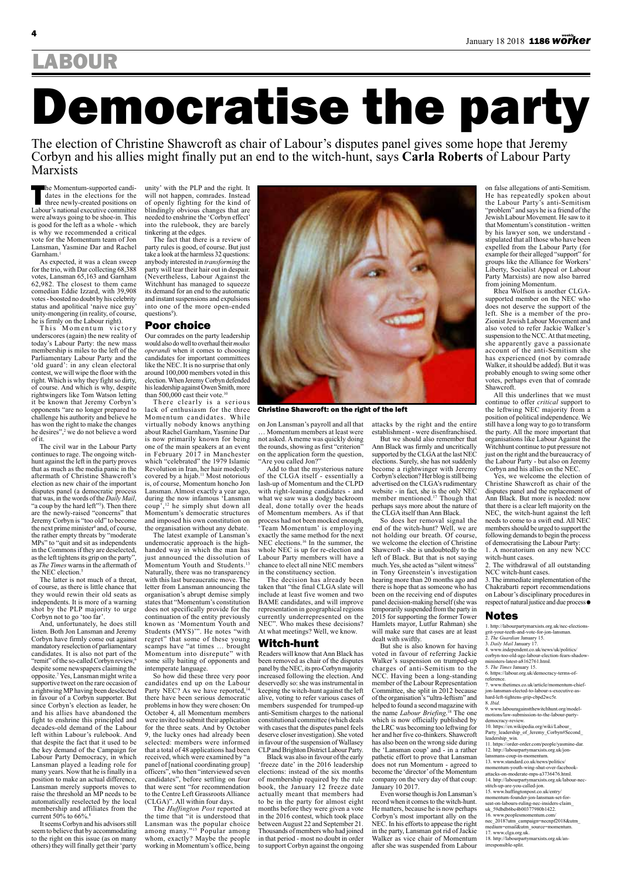# LABOUR

# Democratise the party

The election of Christine Shawcroft as chair of Labour's disputes panel gives some hope that Jeremy Corbyn and his allies might finally put an end to the witch-hunt, says **Carla Roberts** of Labour Party Marxists

The Momentum-supported candidates in the elections for the three newly-created positions on Labour's national executive committee were always going to be shoe-in. This is good for the left as a whole - which is why we recommended a critical vote for the Momentum team of Jon Lansman, Yasmine Dar and Rachel Garnham.[1]

As expected, it was a clean sweep for the trio, with Dar collecting 68,388 votes, Lansman 65,163 and Garnham 62,982. The closest to them came comedian Eddie Izzard, with 39,908 votes - boosted no doubt by his celebrity status and apolitical 'naive nice guy' unity-mongering (in reality, of course, he is firmly on the Labour right).

This Momentum victory underscores (again) the new reality of today's Labour Party: the new mass membership is miles to the left of the Parliamentary Labour Party and the 'old guard': in any clean electoral contest, we will wipe the floor with the right. Which is why they fight so dirty, of course. And which is why, despite rightwingers like Tom Watson letting it be known that Jeremy Corbyn's opponents "are no longer prepared to challenge his authority and believe he has won the right to make the changes he desires",[2] we do not believe a word of it.

The civil war in the Labour Party continues to rage. The ongoing witch-hunt against the left in the party proves that as much as the media panic in the aftermath of Christine Shawcroft's election as new chair of the important disputes panel (a democratic process that was, in the words of the *Daily Mail*, "a coup by the hard left"[3]). Then there are the newly-raised "concerns" that Jeremy Corbyn is "too old" to become the next prime minister[4] and, of course, the rather empty threats by "moderate MPs" to "quit and sit as independents in the Commons if they are deselected, as the left tightens its grip on the party", as *The Times* warns in the aftermath of the NEC election.[5]

The latter is not much of a threat, of course, as there is little chance that they would rewin their old seats as independents. It is more of a warning shot by the PLP majority to urge Corbyn not to go 'too far'.

And, unfortunately, he does still listen. Both Jon Lansman and Jeremy Corbyn have firmly come out against mandatory reselection of parliamentary candidates. It is also not part of the "remit" of the so-called Corbyn review,[6] despite some newspapers claiming the opposite.[7] Yes, Lansman might write a supportive tweet on the rare occasion of a rightwing MP having been deselected in favour of a Corbyn supporter. But since Corbyn's election as leader, he and his allies have abandoned the fight to enshrine this principled and decades-old demand of the Labour left within Labour's rulebook. And that despite the fact that it used to be the key demand of the Campaign for Labour Party Democracy, in which Lansman played a leading role for many years. Now that he is finally in a position to make an actual difference, Lansman merely supports moves to raise the threshold an MP needs to be automatically reselected by the local membership and affiliates from the current 50% to 66%.[8]

It seems Corbyn and his advisors still seem to believe that by accommodating to the right on this issue (as on many others) they will finally get their 'party unity' with the PLP and the right. It will not happen, comrades. Instead of openly fighting for the kind of blindingly obvious changes that are needed to enshrine the 'Corbyn effect' into the rulebook, they are barely tinkering at the edges.

The fact that there is a review of party rules is good, of course. But just take a look at the harmless 32 questions: anybody interested in *transforming* the party will tear their hair out in despair. (Nevertheless, Labour Against the Witchhunt has managed to squeeze its demand for an end to the automatic and instant suspensions and expulsions into one of the more open-ended questions[9]).

## Poor choice

Our comrades on the party leadership would also do well to overhaul their *modus operandi* when it comes to choosing candidates for important committees like the NEC. It is no surprise that only around 100,000 members voted in this election. When Jeremy Corbyn defended his leadership against Owen Smith, more than 500,000 cast their vote.[10]

There clearly is a serious lack of enthusiasm for the three Momentum candidates. While virtually nobody knows anything about Rachel Garnham, Yasmine Dar is now primarily known for being one of the main speakers at an event in February 2017 in Manchester which "celebrated" the 1979 Islamic Revolution in Iran, her hair modestly covered by a hijab.[11] Most notorious is, of course, Momentum honcho Jon Lansman. Almost exactly a year ago, during the now infamous 'Lansman coup',[12] he simply shut down all Momentum's democratic structures and imposed his own constitution on the organisation without any debate.

The latest example of Lansman's undemocratic approach is the high-handed way in which the man has just announced the dissolution of Momentum Youth and Students.[13] Naturally, there was no transparency with this last bureaucratic move. The letter from Lansman announcing the organisation's abrupt demise simply states that "Momentum's constitution does not specifically provide for the continuation of the entity previously known as 'Momentum Youth and Students (MYS)'". He notes "with regret" that some of these young scamps have "at times … brought Momentum into disrepute" with some silly baiting of opponents and intemperate language.

So how did these three very poor candidates end up on the Labour Party NEC? As we have reported,[14] there have been serious democratic problems in how they were chosen: On October 4, all Momentum members were invited to submit their application for the three seats. And by October 9, the lucky ones had already been selected: members were informed that a total of 48 applications had been received, which were examined by "a panel of [national coordinating group] officers", who then "interviewed seven candidates", before settling on four that were sent "for recommendation to the Centre Left Grassroots Alliance (CLGA)". All within four days.

The *Huffington Post* reported at the time that "it is understood that Lansman was the popular choice among many."[15] Popular among whom, exactly? Maybe the people working in Momentum's office, being on Jon Lansman's payroll and all that … Momentum members at least were not asked. A meme was quickly doing the rounds, showing as first "criterion" on the application form the question, "Are you called Jon?"

Add to that the mysterious nature of the CLGA itself - essentially a lash-up of Momentum and the CLPD with right-leaning candidates - and what we saw was a dodgy backroom deal, done totally over the heads of Momentum members. As if that process had not been mocked enough, 'Team Momentum' is employing exactly the same method for the next NEC elections.[16] In the summer, the whole NEC is up for re-election and Labour Party members will have a chance to elect all nine NEC members in the constituency section.

The decision has already been taken that "the final CLGA slate will include at least five women and two BAME candidates, and will improve representation in geographical regions currently underrepresented on the NEC". Who makes these decisions? At what meetings? Well, we know.

Christine Shawcroft: on the right of the left

## Witch-hunt

Readers will know that Ann Black has been removed as chair of the disputes panel by the NEC, its pro-Corbyn majority increased following the election. And deservedly so: she was instrumental in keeping the witch-hunt against the left alive, voting to refer various cases of members suspended for trumped-up anti-Semitism charges to the national constitutional committee (which deals with cases that the disputes panel feels deserve closer investigation). She voted in favour of the suspension of Wallasey CLP and Brighton District Labour Party.

Black was also in favour of the early 'freeze date' in the 2016 leadership elections: instead of the six months of membership required by the rule book, the January 12 freeze date actually meant that members had to be in the party for almost eight months before they were given a vote in the 2016 contest, which took place between August 22 and September 21. Thousands of members who had joined in that period - most no doubt in order to support Corbyn against the ongoing attacks by the right and the entire establishment - were disenfranchised.

But we should also remember that Ann Black was firmly and uncritically supported by the CLGA at the last NEC elections. Surely, she has not suddenly become a rightwinger with Jeremy Corbyn's election? Her blog is still being advertised on the CLGA's rudimentary website - in fact, she is the only NEC member mentioned.[17] Though that perhaps says more about the nature of the CLGA itself than Ann Black.

So does her removal signal the end of the witch-hunt? Well, we are not holding our breath. Of course, we welcome the election of Christine Shawcroft - she is undoubtedly to the left of Black. But that is not saying much. Yes, she acted as "silent witness" in Tony Greenstein's investigation hearing more than 20 months ago and there is hope that as someone who has been on the receiving end of disputes panel decision-making herself (she was temporarily suspended from the party in 2015 for supporting the former Tower Hamlets mayor, Lutfur Rahman) she will make sure that cases are at least dealt with swiftly.

But she is also known for having voted in favour of referring Jackie Walker's suspension on trumped-up charges of anti-Semitism to the NCC. Having been a long-standing member of the Labour Representation Committee, she split in 2012 because of the organisation's "ultra-leftism" and helped to found a second magazine with the name *Labour Briefing*.[18] The one which is now officially published by the LRC was becoming too leftwing for her and her five co-thinkers. Shawcroft has also been on the wrong side during the 'Lansman coup' - and in a rather pathetic effort to prove that Lansman does not run Momentum - agreed to become the 'director' of the Momentum company on the very day of that coup: January 10 2017.

Even worse though is Jon Lansman's record when it comes to the witch-hunt. He matters, because he is now perhaps Corbyn's most important ally on the NEC. In his efforts to appease the right in the party, Lansman got rid of Jackie Walker as vice chair of Momentum after she was suspended from Labour on false allegations of anti-Semitism. He has repeatedly spoken about the Labour Party's anti-Semitism "problem" and says he is a friend of the Jewish Labour Movement. He saw to it that Momentum's constitution - written by his lawyer son, we understand - stipulated that all those who have been expelled from the Labour Party (for example for their alleged "support" for groups like the Alliance for Workers' Liberty, Socialist Appeal or Labour Party Marxists) are now also barred from joining Momentum.

Rhea Wolfson is another CLGA-supported member on the NEC who does not deserve the support of the left. She is a member of the pro-Zionist Jewish Labour Movement and also voted to refer Jackie Walker's suspension to the NCC. At that meeting, she apparently gave a passionate account of the anti-Semitism she has experienced (not by comrade Walker, it should be added). But it was probably enough to swing some other votes, perhaps even that of comrade Shawcroft.

All this underlines that we must continue to offer *critical* support to the leftwing NEC majority from a position of political independence. We still have a long way to go to transform the party. All the more important that organisations like Labour Against the Witchhunt continue to put pressure not just on the right and the bureaucracy of the Labour Party - but also on Jeremy Corbyn and his allies on the NEC.

Yes, we welcome the election of Christine Shawcroft as chair of the disputes panel and the replacement of Ann Black. But more is needed: now that there is a clear left majority on the NEC, the witch-hunt against the left needs to come to a swift end. All NEC members should be urged to support the following demands to begin the process of democratising the Labour Party:

1. A moratorium on any new NCC witch-hunt cases.
2. The withdrawal of all outstanding NCC witch-hunt cases.
3. The immediate implementation of the Chakrabarti report recommendations on Labour's disciplinary procedures in respect of natural justice and due process ●

## Notes

1. http://labourpartymarxists.org.uk/nec-elections-grit-your-teeth-and-vote-for-jon-lansman.
2. *The Guardian* January 15.
3. *Daily Mail* January 17.
4. www.independent.co.uk/news/uk/politics/corbyn-too-old-age-labour-election-fears-shadow-ministers-latest-a8162761.html.
5. *The Times* January 15.
6. https://labour.org.uk/democracy-terms-of-reference.
7. www.thetimes.co.uk/article/momentum-chief-jon-lansman-elected-to-labour-s-executive-as-hard-left-tightens-grip-cbpd2wc5r.
8. *Ibid.*
9. www.labouragainstthewitchhunt.org/model-motions/law-submission-to-the-labour-party-democracy-review.
10. https://en.wikipedia.org/wiki/Labour_Party_leadership_of_Jeremy_Corbyn#Second_leadership_win.
11. https://order-order.com/people/yasmine-dar.
12. http://labourpartymarxists.org.uk/jon-lansmans-coup-in-momentum.
13. www.standard.co.uk/news/politics/momentum-youth-wing-shut-over-facebook-attacks-on-moderate-mps-a3736476.html.
14. http://labourpartymarxists.org.uk/labour-nec-stitch-up-are-you-called-jon.
15. www.huffingtonpost.co.uk/entry/momentum-founder-jon-lansman-set-for-seat-on-labours-ruling-nec-insiders-claim_uk_59dbdb6be4b00377980b1422.
16. www.peoplesmomentum.com/nec_2018?utm_campaign=necnpf2018&utm_medium=email&utm_source=momentum.
17. www.clga.org.uk.
18. http://labourpartymarxists.org.uk/an-irresponsible-split.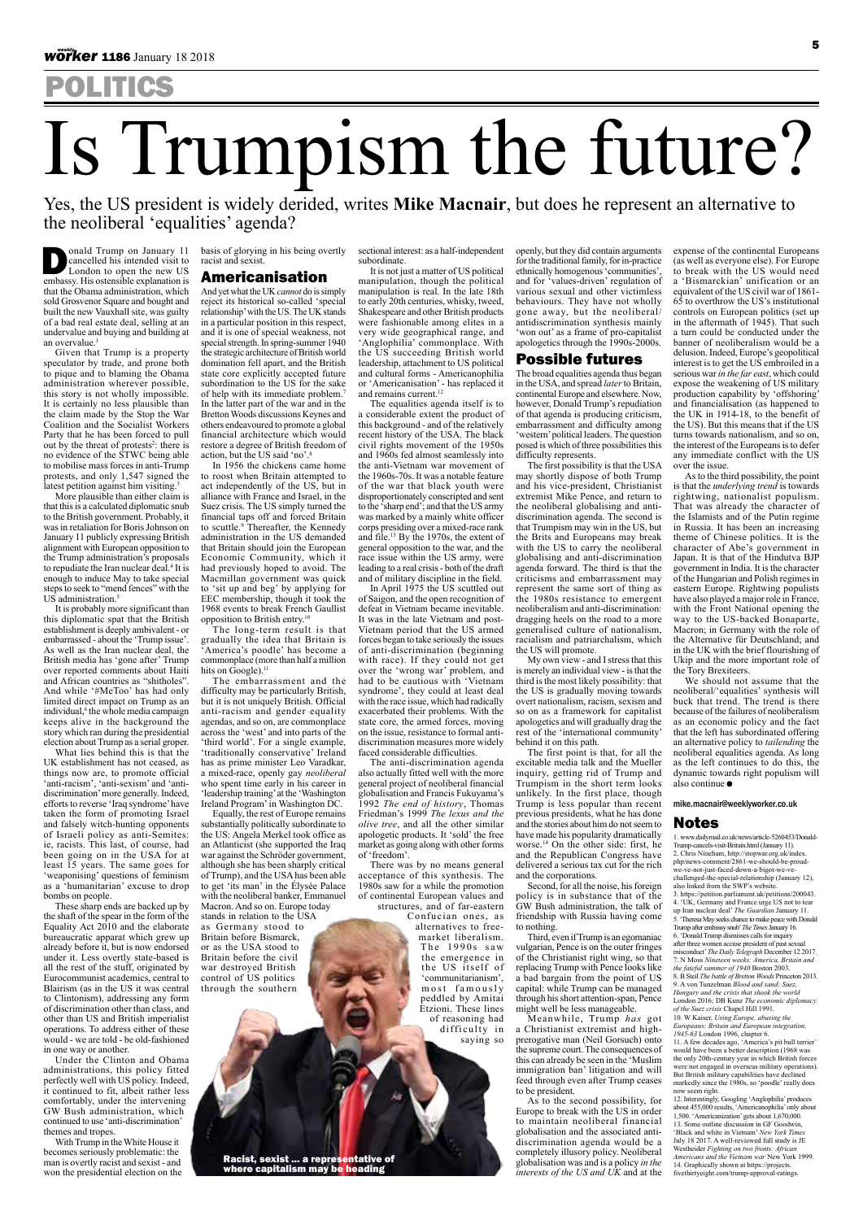POLITICS

# Is Trumpism the future?

Yes, the US president is widely derided, writes **Mike Macnair**, but does he represent an alternative to the neoliberal 'equalities' agenda?

Donald Trump on January 11 cancelled his intended visit to London to open the new US embassy. His ostensible explanation is that the Obama administration, which sold Grosvenor Square and bought and built the new Vauxhall site, was guilty of a bad real estate deal, selling at an undervalue and buying and building at an overvalue.[1]

Given that Trump is a property speculator by trade, and prone both to pique and to blaming the Obama administration wherever possible, this story is not wholly impossible. It is certainly no less plausible than the claim made by the Stop the War Coalition and the Socialist Workers Party that he has been forced to pull out by the threat of protests[2]: there is no evidence of the STWC being able to mobilise mass forces in anti-Trump protests, and only 1,547 signed the latest petition against him visiting.[3]

More plausible than either claim is that this is a calculated diplomatic snub to the British government. Probably, it was in retaliation for Boris Johnson on January 11 publicly expressing British alignment with European opposition to the Trump administration's proposals to repudiate the Iran nuclear deal.[4] It is enough to induce May to take special steps to seek to "mend fences" with the US administration.[5]

It is probably more significant than this diplomatic spat that the British establishment is deeply ambivalent - or embarrassed - about the 'Trump issue'. As well as the Iran nuclear deal, the British media has 'gone after' Trump over reported comments about Haiti and African countries as "shitholes". And while '#MeToo' has had only limited direct impact on Trump as an individual,[6] the whole media campaign keeps alive in the background the story which ran during the presidential election about Trump as a serial groper.

What lies behind this is that the UK establishment has not ceased, as things now are, to promote official 'anti-racism', 'anti-sexism' and 'anti-discrimination' more generally. Indeed, efforts to reverse 'Iraq syndrome' have taken the form of promoting Israel and falsely witch-hunting opponents of Israeli policy as anti-Semites: ie, racists. This last, of course, had been going on in the USA for at least 15 years. The same goes for 'weaponising' questions of feminism as a 'humanitarian' excuse to drop bombs on people.

These sharp ends are backed up by the shaft of the spear in the form of the Equality Act 2010 and the elaborate bureaucratic apparat which grew up already before it, but is now endorsed under it. Less overtly state-based is all the rest of the stuff, originated by Eurocommunist academics, central to Blairism (as in the US it was central to Clintonism), addressing any form of discrimination other than class, and other than US and British imperialist operations. To address either of these would - we are told - be old-fashioned in one way or another.

Under the Clinton and Obama administrations, this policy fitted perfectly well with US policy. Indeed, it continued to fit, albeit rather less comfortably, under the intervening GW Bush administration, which continued to use 'anti-discrimination' themes and tropes.

With Trump in the White House it becomes seriously problematic: the man is overtly racist and sexist - and won the presidential election on the basis of glorying in his being overtly racist and sexist.

## Americanisation

And yet what the UK *cannot* do is simply reject its historical so-called 'special relationship' with the US. The UK stands in a particular position in this respect, and it is one of special weakness, not special strength. In spring-summer 1940 the strategic architecture of British world domination fell apart, and the British state core explicitly accepted future subordination to the US for the sake of help with its immediate problem.[7] In the latter part of the war and in the Bretton Woods discussions Keynes and others endeavoured to promote a global financial architecture which would restore a degree of British freedom of action, but the US said 'no'.[8]

In 1956 the chickens came home to roost when Britain attempted to act independently of the US, but in alliance with France and Israel, in the Suez crisis. The US simply turned the financial taps off and forced Britain to scuttle.[9] Thereafter, the Kennedy administration in the US demanded that Britain should join the European Economic Community, which it had previously hoped to avoid. The Macmillan government was quick to 'sit up and beg' by applying for EEC membership, though it took the 1968 events to break French Gaullist opposition to British entry.[10]

The long-term result is that gradually the idea that Britain is 'America's poodle' has become a commonplace (more than half a million hits on Google).[11]

The embarrassment and the difficulty may be particularly British, but it is not uniquely British. Official anti-racism and gender equality agendas, and so on, are commonplace across the 'west' and into parts of the 'third world'. For a single example, 'traditionally conservative' Ireland has as prime minister Leo Varadkar, a mixed-race, openly gay *neoliberal* who spent time early in his career in 'leadership training' at the 'Washington Ireland Program' in Washington DC.

Equally, the rest of Europe remains substantially politically subordinate to the US: Angela Merkel took office as an Atlanticist (she supported the Iraq war against the Schröder government, although she has been sharply critical of Trump), and the USA has been able to get 'its man' in the Élysée Palace with the neoliberal banker, Emmanuel Macron. And so on. Europe today stands in relation to the USA as Germany stood to Britain before Bismarck, or as the USA stood to Britain before the civil war destroyed British control of US politics through the southern sectional interest: as a half-independent subordinate.

It is not just a matter of US political manipulation, though the political manipulation is real. In the late 18th to early 20th centuries, whisky, tweed, Shakespeare and other British products were fashionable among elites in a very wide geographical range, and 'Anglophilia' commonplace. With the US succeeding British world leadership, attachment to US political and cultural forms - Americanophilia or 'Americanisation' - has replaced it and remains current.[12]

The equalities agenda itself is to a considerable extent the product of this background - and of the relatively recent history of the USA. The black civil rights movement of the 1950s and 1960s fed almost seamlessly into the anti-Vietnam war movement of the 1960s-70s. It was a notable feature of the war that black youth were disproportionately conscripted and sent to the 'sharp end'; and that the US army was marked by a mainly white officer corps presiding over a mixed-race rank and file.[13] By the 1970s, the extent of general opposition to the war, and the race issue within the US army, were leading to a real crisis - both of the draft and of military discipline in the field.

In April 1975 the US scuttled out of Saigon, and the open recognition of defeat in Vietnam became inevitable. It was in the late Vietnam and post-Vietnam period that the US armed forces began to take seriously the issues of anti-discrimination (beginning with race). If they could not get over the 'wrong war' problem, and had to be cautious with 'Vietnam syndrome', they could at least deal with the race issue, which had radically exacerbated their problems. With the state core, the armed forces, moving on the issue, resistance to formal anti-discrimination measures more widely faced considerable difficulties.

The anti-discrimination agenda also actually fitted well with the more general project of neoliberal financial globalisation and Francis Fukuyama's 1992 *The end of history*, Thomas Friedman's 1999 *The lexus and the olive tree*, and all the other similar apologetic products. It 'sold' the free market as going along with other forms of 'freedom'.

There was by no means general acceptance of this synthesis. The 1980s saw for a while the promotion of continental European values and structures, and of far-eastern Confucian ones, as alternatives to free-market liberalism. The 1990s saw the emergence in the US itself of 'communitarianism', most famously peddled by Amitai Etzioni. These lines of reasoning had difficulty in saying so openly, but they did contain arguments for the traditional family, for in-practice ethnically homogenous 'communities', and for 'values-driven' regulation of various sexual and other victimless behaviours. They have not wholly gone away, but the neoliberal/antidiscrimination synthesis mainly 'won out' as a frame of pro-capitalist apologetics through the 1990s-2000s.

Racist, sexist ... a representative of where capitalism may be heading

## Possible futures

The broad equalities agenda thus began in the USA, and spread *later* to Britain, continental Europe and elsewhere. Now, however, Donald Trump's repudiation of that agenda is producing criticism, embarrassment and difficulty among 'western' political leaders. The question posed is which of three possibilities this difficulty represents.

The first possibility is that the USA may shortly dispose of both Trump and his vice-president, Christianist extremist Mike Pence, and return to the neoliberal globalising and anti-discrimination agenda. The second is that Trumpism may win in the US, but the Brits and Europeans may break with the US to carry the neoliberal globalising and anti-discrimination agenda forward. The third is that the criticisms and embarrassment may represent the same sort of thing as the 1980s resistance to emergent neoliberalism and anti-discrimination: dragging heels on the road to a more generalised culture of nationalism, racialism and patriarchalism, which the US will promote.

My own view - and I stress that this is merely an individual view - is that the third is the most likely possibility: that the US is gradually moving towards overt nationalism, racism, sexism and so on as a framework for capitalist apologetics and will gradually drag the rest of the 'international community' behind it on this path.

The first point is that, for all the excitable media talk and the Mueller inquiry, getting rid of Trump and Trumpism in the short term looks unlikely. In the first place, though Trump is less popular than recent previous presidents, what he has done and the stories about him do not seem to have made his popularity dramatically worse.[14] On the other side: first, he and the Republican Congress have delivered a serious tax cut for the rich and the corporations.

Second, for all the noise, his foreign policy is in substance that of the GW Bush administration, the talk of friendship with Russia having come to nothing.

Third, even if Trump is an egomaniac vulgarian, Pence is on the outer fringes of the Christianist right wing, so that replacing Trump with Pence looks like a bad bargain from the point of US capital: while Trump can be managed through his short attention-span, Pence might well be less manageable.

Meanwhile, Trump *has* got a Christianist extremist and high-prerogative man (Neil Gorsuch) onto the supreme court. The consequences of this can already be seen in the 'Muslim immigration ban' litigation and will feed through even after Trump ceases to be president.

As to the second possibility, for Europe to break with the US in order to maintain neoliberal financial globalisation and the associated anti-discrimination agenda would be a completely illusory policy. Neoliberal globalisation was and is a policy *in the interests of the US and UK* and at the expense of the continental Europeans (as well as everyone else). For Europe to break with the US would need a 'Bismarckian' unification or an equivalent of the US civil war of 1861-65 to overthrow the US's institutional controls on European politics (set up in the aftermath of 1945). That such a turn could be conducted under the banner of neoliberalism would be a delusion. Indeed, Europe's geopolitical interest is to get the US embroiled in a serious war *in the far east*, which could expose the weakening of US military production capability by 'offshoring' and financialisation (as happened to the UK in 1914-18, to the benefit of the US). But this means that if the US turns towards nationalism, and so on, the interest of the Europeans is to defer any immediate conflict with the US over the issue.

As to the third possibility, the point is that the *underlying trend* is towards rightwing, nationalist populism. That was already the character of the Islamists and of the Putin regime in Russia. It has been an increasing theme of Chinese politics. It is the character of Abe's government in Japan. It is that of the Hindutva BJP government in India. It is the character of the Hungarian and Polish regimes in eastern Europe. Rightwing populists have also played a major role in France, with the Front National opening the way to the US-backed Bonaparte, Macron; in Germany with the role of the Alternative für Deutschland; and in the UK with the brief flourishing of Ukip and the more important role of the Tory Brexiteers.

We should not assume that the neoliberal/'equalities' synthesis will buck that trend. The trend is there because of the failures of neoliberalism as an economic policy and the fact that the left has subordinated offering an alternative policy to *tailending* the neoliberal equalities agenda. As long as the left continues to do this, the dynamic towards right populism will also continue ●

**mike.macnair@weeklyworker.co.uk**

## Notes

1. www.dailymail.co.uk/news/article-5260453/Donald-Trump-cancels-visit-Britain.html (January 11).
2. Chris Nineham, http://stopwar.org.uk/index.php/news-comment/2861-we-should-be-proud-we-ve-not-just-faced-down-a-bigot-we-ve-challenged-the-special-relationship (January 12), also linked from the SWP's website.
3. https://petition.parliament.uk/petitions/200043.
4. 'UK, Germany and France urge US not to tear up Iran nuclear deal' *The Guardian* January 11.
5. 'Theresa May seeks chance to make peace with Donald Trump after embassy snub' *The Times* January 16.
6. 'Donald Trump dismisses calls for inquiry after three women accuse president of past sexual misconduct' *The Daily Telegraph* December 12 2017.
7. N Moss *Nineteen weeks: America, Britain and the fateful summer of 1940* Boston 2003.
8. B Steil *The battle of Bretton Woods* Princeton 2013.
9. A von Tunzelman *Blood and sand: Suez, Hungary and the crisis that shook the world* London 2016; DB Kunz *The economic diplomacy of the Suez crisis* Chapel Hill 1991.
10. W Kaiser, *Using Europe, abusing the Europeans: Britain and European integration, 1945-63* London 1996, chapter 6.
11. A few decades ago, 'America's pit bull terrier' would have been a better description (1968 was the only 20th-century year in which British forces were not engaged in overseas military operations). But British military capabilities have declined markedly since the 1980s, so 'poodle' really does now seem right.
12. Interestingly, Googling 'Anglophilia' produces about 455,000 results, 'Americanophilia' only about 1,500. 'Americanization' gets about 1,670,000.
13. Some outline discussion in GF Goodwin, 'Black and white in Vietnam' *New York Times* July 18 2017. A well-reviewed full study is JE Westheider *Fighting on two fronts: African Americans and the Vietnam war* New York 1999.
14. Graphically shown at https://projects.fivethirtyeight.com/trump-approval-ratings.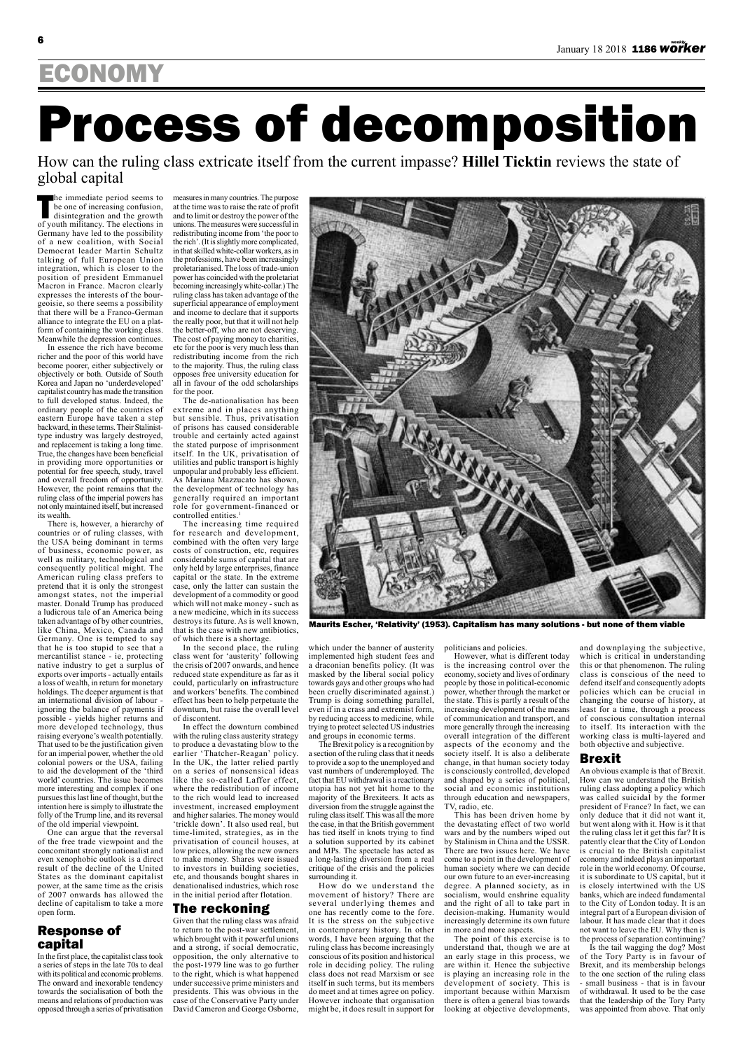# ECONOMY

# Process of decomposition

How can the ruling class extricate itself from the current impasse? **Hillel Ticktin** reviews the state of global capital

The immediate period seems to be one of increasing confusion, disintegration and the growth of youth militancy. The elections in Germany have led to the possibility of a new coalition, with Social Democrat leader Martin Schultz talking of full European Union integration, which is closer to the position of president Emmanuel Macron in France. Macron clearly expresses the interests of the bourgeoisie, so there seems a possibility that there will be a Franco-German alliance to integrate the EU on a platform of containing the working class. Meanwhile the depression continues.

In essence the rich have become richer and the poor of this world have become poorer, either subjectively or objectively or both. Outside of South Korea and Japan no 'underdeveloped' capitalist country has made the transition to full developed status. Indeed, the ordinary people of the countries of eastern Europe have taken a step backward, in these terms. Their Stalinist-type industry was largely destroyed, and replacement is taking a long time. True, the changes have been beneficial in providing more opportunities or potential for free speech, study, travel and overall freedom of opportunity. However, the point remains that the ruling class of the imperial powers has not only maintained itself, but increased its wealth.

There is, however, a hierarchy of countries or of ruling classes, with the USA being dominant in terms of business, economic power, as well as military, technological and consequently political might. The American ruling class prefers to pretend that it is only the strongest amongst states, not the imperial master. Donald Trump has produced a ludicrous tale of an America being taken advantage of by other countries, like China, Mexico, Canada and Germany. One is tempted to say that he is too stupid to see that a mercantilist stance - ie, protecting native industry to get a surplus of exports over imports - actually entails a loss of wealth, in return for monetary holdings. The deeper argument is that an international division of labour - ignoring the balance of payments if possible - yields higher returns and more developed technology, thus raising everyone's wealth potentially. That used to be the justification given for an imperial power, whether the old colonial powers or the USA, failing to aid the development of the 'third world' countries. The issue becomes more interesting and complex if one pursues this last line of thought, but the intention here is simply to illustrate the folly of the Trump line, and its reversal of the old imperial viewpoint.

One can argue that the reversal of the free trade viewpoint and the concomitant strongly nationalist and even xenophobic outlook is a direct result of the decline of the United States as the dominant capitalist power, at the same time as the crisis of 2007 onwards has allowed the decline of capitalism to take a more open form.

## Response of capital

In the first place, the capitalist class took a series of steps in the late 70s to deal with its political and economic problems. The onward and inexorable tendency towards the socialisation of both the means and relations of production was opposed through a series of privatisation measures in many countries. The purpose at the time was to raise the rate of profit and to limit or destroy the power of the unions. The measures were successful in redistributing income from 'the poor to the rich'. (It is slightly more complicated, in that skilled white-collar workers, as in the professions, have been increasingly proletarianised. The loss of trade-union power has coincided with the proletariat becoming increasingly white-collar.) The ruling class has taken advantage of the superficial appearance of employment and income to declare that it supports the really poor, but that it will not help the better-off, who are not deserving. The cost of paying money to charities, etc for the poor is very much less than redistributing income from the rich to the majority. Thus, the ruling class opposes free university education for all in favour of the odd scholarships for the poor.

The de-nationalisation has been extreme and in places anything but sensible. Thus, privatisation of prisons has caused considerable trouble and certainly acted against the stated purpose of imprisonment itself. In the UK, privatisation of utilities and public transport is highly unpopular and probably less efficient. As Mariana Mazzucato has shown, the development of technology has generally required an important role for government-financed or controlled entities.[1]

The increasing time required for research and development, combined with the often very large costs of construction, etc, requires considerable sums of capital that are only held by large enterprises, finance capital or the state. In the extreme case, only the latter can sustain the development of a commodity or good which will not make money - such as a new medicine, which in its success destroys its future. As is well known, that is the case with new antibiotics, of which there is a shortage.

In the second place, the ruling class went for 'austerity' following the crisis of 2007 onwards, and hence reduced state expenditure as far as it could, particularly on infrastructure and workers' benefits. The combined effect has been to help perpetuate the downturn, but raise the overall level of discontent.

In effect the downturn combined with the ruling class austerity strategy to produce a devastating blow to the earlier 'Thatcher-Reagan' policy. In the UK, the latter relied partly on a series of nonsensical ideas like the so-called Laffer effect, where the redistribution of income to the rich would lead to increased investment, increased employment and higher salaries. The money would 'trickle down'. It also used real, but time-limited, strategies, as in the privatisation of council houses, at low prices, allowing the new owners to make money. Shares were issued to investors in building societies, etc, and thousands bought shares in denationalised industries, which rose in the initial period after flotation.

## The reckoning

Given that the ruling class was afraid to return to the post-war settlement, which brought with it powerful unions and a strong, if social democratic, opposition, the only alternative to the post-1979 line was to go further to the right, which is what happened under successive prime ministers and presidents. This was obvious in the case of the Conservative Party under David Cameron and George Osborne, which under the banner of austerity implemented high student fees and a draconian benefits policy. (It was masked by the liberal social policy towards gays and other groups who had been cruelly discriminated against.) Trump is doing something parallel, even if in a crass and extremist form, by reducing access to medicine, while trying to protect selected US industries and groups in economic terms.

The Brexit policy is a recognition by a section of the ruling class that it needs to provide a sop to the unemployed and vast numbers of underemployed. The fact that EU withdrawal is a reactionary utopia has not yet hit home to the majority of the Brexiteers. It acts as diversion from the struggle against the ruling class itself. This was all the more the case, in that the British government has tied itself in knots trying to find a solution supported by its cabinet and MPs. The spectacle has acted as a long-lasting diversion from a real critique of the crisis and the policies surrounding it.

How do we understand the movement of history? There are several underlying themes and one has recently come to the fore. It is the stress on the subjective in contemporary history. In other words, I have been arguing that the ruling class has become increasingly conscious of its position and historical role in deciding policy. The ruling class does not read Marxism or see itself in such terms, but its members do meet and at times agree on policy. However inchoate that organisation might be, it does result in support for politicians and policies.

However, what is different today is the increasing control over the economy, society and lives of ordinary people by those in political-economic power, whether through the market or the state. This is partly a result of the increasing development of the means of communication and transport, and more generally through the increasing overall integration of the different aspects of the economy and the society itself. It is also a deliberate change, in that human society today is consciously controlled, developed and shaped by a series of political, social and economic institutions through education and newspapers, TV, radio, etc.

This has been driven home by the devastating effect of two world wars and by the numbers wiped out by Stalinism in China and the USSR. There are two issues here. We have come to a point in the development of human society where we can decide our own future to an ever-increasing degree. A planned society, as in socialism, would enshrine equality and the right of all to take part in decision-making. Humanity would increasingly determine its own future in more and more aspects.

The point of this exercise is to understand that, though we are at an early stage in this process, we are within it. Hence the subjective is playing an increasing role in the development of society. This is important because within Marxism there is often a general bias towards looking at objective developments, and downplaying the subjective, which is critical in understanding this or that phenomenon. The ruling class is conscious of the need to defend itself and consequently adopts policies which can be crucial in changing the course of history, at least for a time, through a process of conscious consultation internal to itself. Its interaction with the working class is multi-layered and both objective and subjective.

## Brexit

An obvious example is that of Brexit. How can we understand the British ruling class adopting a policy which was called suicidal by the former president of France? In fact, we can only deduce that it did not want it, but went along with it. How is it that the ruling class let it get this far? It is patently clear that the City of London is crucial to the British capitalist economy and indeed plays an important role in the world economy. Of course, it is subordinate to US capital, but it is closely intertwined with the US banks, which are indeed fundamental to the City of London today. It is an integral part of a European division of labour. It has made clear that it does not want to leave the EU. Why then is the process of separation continuing?

Is the tail wagging the dog? Most of the Tory Party is in favour of Brexit, and its membership belongs to the one section of the ruling class - small business - that is in favour of withdrawal. It used to be the case that the leadership of the Tory Party was appointed from above. That only

Maurits Escher, 'Relativity' (1953). Capitalism has many solutions - but none of them viable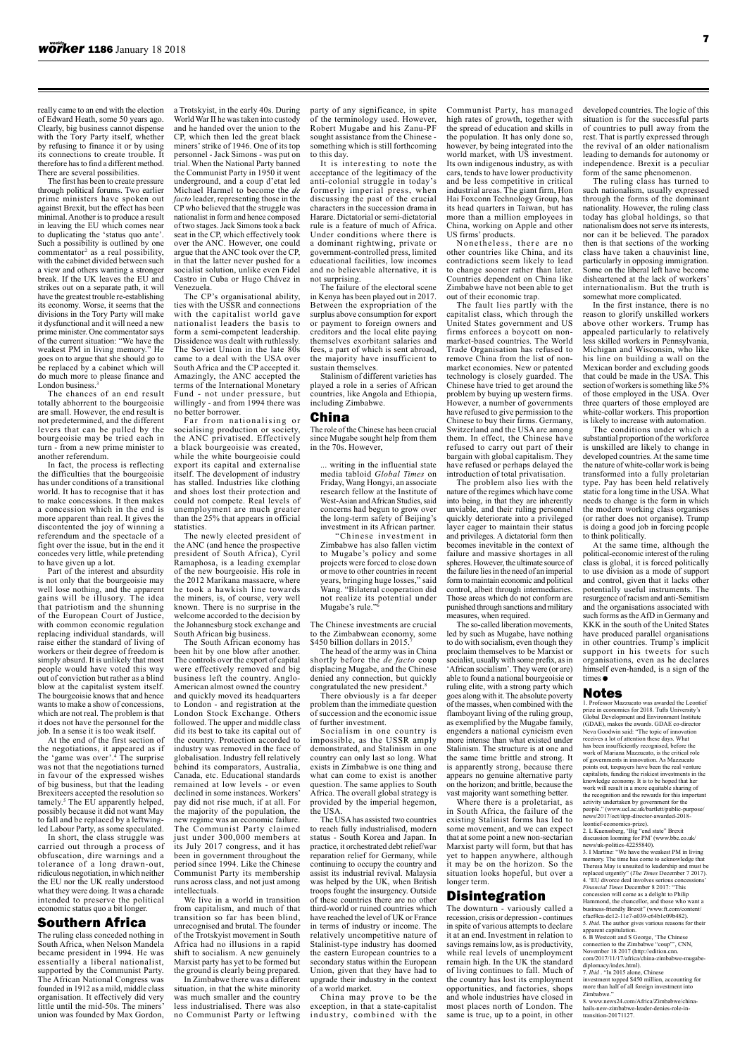really came to an end with the election of Edward Heath, some 50 years ago. Clearly, big business cannot dispense with the Tory Party itself, whether by refusing to finance it or by using its connections to create trouble. It therefore has to find a different method. There are several possibilities.

The first has been to create pressure through political forums. Two earlier prime ministers have spoken out against Brexit, but the effect has been minimal. Another is to produce a result in leaving the EU which comes near to duplicating the 'status quo ante'. Such a possibility is outlined by one commentator[2] as a real possibility, with the cabinet divided between such a view and others wanting a stronger break. If the UK leaves the EU and strikes out on a separate path, it will have the greatest trouble re-establishing its economy. Worse, it seems that the divisions in the Tory Party will make it dysfunctional and it will need a new prime minister. One commentator says of the current situation: "We have the weakest PM in living memory." He goes on to argue that she should go to be replaced by a cabinet which will do much more to please finance and London business.[3]

The chances of an end result totally abhorrent to the bourgeoisie are small. However, the end result is not predetermined, and the different levers that can be pulled by the bourgeoisie may be tried each in turn - from a new prime minister to another referendum.

In fact, the process is reflecting the difficulties that the bourgeoisie has under conditions of a transitional world. It has to recognise that it has to make concessions. It then makes a concession which in the end is more apparent than real. It gives the discontented the joy of winning a referendum and the spectacle of a fight over the issue, but in the end it concedes very little, while pretending to have given up a lot.

Part of the interest and absurdity is not only that the bourgeoisie may well lose nothing, and the apparent gains will be illusory. The idea that patriotism and the shunning of the European Court of Justice, with common economic regulation replacing individual standards, will raise either the standard of living of workers or their degree of freedom is simply absurd. It is unlikely that most people would have voted this way out of conviction but rather as a blind blow at the capitalist system itself. The bourgeoisie knows that and hence wants to make a show of concessions, which are not real. The problem is that it does not have the personnel for the job. In a sense it is too weak itself.

At the end of the first section of the negotiations, it appeared as if the 'game was over'.[4] The surprise was not that the negotiations turned in favour of the expressed wishes of big business, but that the leading Brexiteers accepted the resolution so tamely.[5] The EU apparently helped, possibly because it did not want May to fall and be replaced by a leftwing-led Labour Party, as some speculated.

In short, the class struggle was carried out through a process of obfuscation, dire warnings and a tolerance of a long drawn-out, ridiculous negotiation, in which neither the EU nor the UK really understood what they were doing. It was a charade intended to preserve the political economic status quo a bit longer.

## Southern Africa

The ruling class conceded nothing in South Africa, when Nelson Mandela became president in 1994. He was essentially a liberal nationalist, supported by the Communist Party. The African National Congress was founded in 1912 as a mild, middle class organisation. It effectively did very little until the mid-50s. The miners' union was founded by Max Gordon, a Trotskyist, in the early 40s. During World War II he was taken into custody and he handed over the union to the CP, which then led the great black miners' strike of 1946. One of its top personnel - Jack Simons - was put on trial. When the National Party banned the Communist Party in 1950 it went underground, and a coup d'etat led Michael Harmel to become the *de facto* leader, representing those in the CP who believed that the struggle was nationalist in form and hence composed of two stages. Jack Simons took a back seat in the CP, which effectively took over the ANC. However, one could argue that the ANC took over the CP, in that the latter never pushed for a socialist solution, unlike even Fidel Castro in Cuba or Hugo Chávez in Venezuela.

The CP's organisational ability, ties with the USSR and connections with the capitalist world gave nationalist leaders the basis to form a semi-competent leadership. Dissidence was dealt with ruthlessly. The Soviet Union in the late 80s came to a deal with the USA over South Africa and the CP accepted it. Amazingly, the ANC accepted the terms of the International Monetary Fund - not under pressure, but willingly - and from 1994 there was no better borrower.

Far from nationalising or socialising production or society, the ANC privatised. Effectively a black bourgeoisie was created, while the white bourgeoisie could export its capital and externalise itself. The development of industry has stalled. Industries like clothing and shoes lost their protection and could not compete. Real levels of unemployment are much greater than the 25% that appears in official statistics.

The newly elected president of the ANC (and hence the prospective president of South Africa), Cyril Ramaphosa, is a leading exemplar of the new bourgeoisie. His role in the 2012 Marikana massacre, where he took a hawkish line towards the miners, is, of course, very well known. There is no surprise in the welcome accorded to the decision by the Johannesburg stock exchange and South African big business.

The South African economy has been hit by one blow after another. The controls over the export of capital were effectively removed and big business left the country. Anglo-American almost owned the country and quickly moved its headquarters to London - and registration at the London Stock Exchange. Others followed. The upper and middle class did its best to take its capital out of the country. Protection accorded to industry was removed in the face of globalisation. Industry fell relatively behind its comparators, Australia, Canada, etc. Educational standards remained at low levels - or even declined in some instances. Workers' pay did not rise much, if at all. For the majority of the population, the new regime was an economic failure. The Communist Party claimed just under 300,000 members at its July 2017 congress, and it has been in government throughout the period since 1994. Like the Chinese Communist Party its membership runs across class, and not just among intellectuals.

We live in a world in transition from capitalism, and much of that transition so far has been blind, unrecognised and brutal. The founder of the Trotskyist movement in South Africa had no illusions in a rapid shift to socialism. A new genuinely Marxist party has yet to be formed but the ground is clearly being prepared.

In Zimbabwe there was a different situation, in that the white minority was much smaller and the country less industrialised. There was also no Communist Party or leftwing party of any significance, in spite of the terminology used. However, Robert Mugabe and his Zanu-PF sought assistance from the Chinese - something which is still forthcoming to this day.

It is interesting to note the acceptance of the legitimacy of the anti-colonial struggle in today's formerly imperial press, when discussing the past of the crucial characters in the succession drama in Harare. Dictatorial or semi-dictatorial rule is a feature of much of Africa. Under conditions where there is a dominant rightwing, private or government-controlled press, limited educational facilities, low incomes and no believable alternative, it is not surprising.

The failure of the electoral scene in Kenya has been played out in 2017. Between the expropriation of the surplus above consumption for export or payment to foreign owners and creditors and the local elite paying themselves exorbitant salaries and fees, a part of which is sent abroad, the majority have insufficient to sustain themselves.

Stalinism of different varieties has played a role in a series of African countries, like Angola and Ethiopia, including Zimbabwe.

## China

The role of the Chinese has been crucial since Mugabe sought help from them in the 70s. However,

> ... writing in the influential state media tabloid *Global Times* on Friday, Wang Hongyi, an associate research fellow at the Institute of West-Asian and African Studies, said concerns had begun to grow over the long-term safety of Beijing's investment in its African partner.
>
> "Chinese investment in Zimbabwe has also fallen victim to Mugabe's policy and some projects were forced to close down or move to other countries in recent years, bringing huge losses," said Wang. "Bilateral cooperation did not realize its potential under Mugabe's rule."[6]

The Chinese investments are crucial to the Zimbabwean economy, some $450 billion dollars in 2015.[7]

The head of the army was in China shortly before the *de facto* coup displacing Mugabe, and the Chinese denied any connection, but quickly congratulated the new president.[8]

There obviously is a far deeper problem than the immediate question of succession and the economic issue of further investment.

Socialism in one country is impossible, as the USSR amply demonstrated, and Stalinism in one country can only last so long. What exists in Zimbabwe is one thing and what can come to exist is another question. The same applies to South Africa. The overall global strategy is provided by the imperial hegemon, the USA.

The USA has assisted two countries to reach fully industrialised, modern status - South Korea and Japan. In practice, it orchestrated debt relief/war reparation relief for Germany, while continuing to occupy the country and assist its industrial revival. Malaysia was helped by the UK, when British troops fought the insurgency. Outside of these countries there are no other third-world or ruined countries which have reached the level of UK or France in terms of industry or income. The relatively uncompetitive nature of Stalinist-type industry has doomed the eastern European countries to a secondary status within the European Union, given that they have had to upgrade their industry in the context of a world market.

China may prove to be the exception, in that a state-capitalist industry, combined with the Communist Party, has managed high rates of growth, together with the spread of education and skills in the population. It has only done so, however, by being integrated into the world market, with US investment. Its own indigenous industry, as with cars, tends to have lower productivity and be less competitive in critical industrial areas. The giant firm, Hon Hai Foxconn Technology Group, has its head quarters in Taiwan, but has more than a million employees in China, working on Apple and other US firms' products.

Nonetheless, there are no other countries like China, and its contradictions seem likely to lead to change sooner rather than later. Countries dependent on China like Zimbabwe have not been able to get out of their economic trap.

The fault lies partly with the capitalist class, which through the United States government and US firms enforces a boycott on non-market-based countries. The World Trade Organisation has refused to remove China from the list of non-market economies. New or patented technology is closely guarded. The Chinese have tried to get around the problem by buying up western firms. However, a number of governments have refused to give permission to the Chinese to buy their firms. Germany, Switzerland and the USA are among them. In effect, the Chinese have refused to carry out part of their bargain with global capitalism. They have refused or perhaps delayed the introduction of total privatisation.

The problem also lies with the nature of the regimes which have come into being, in that they are inherently unviable, and their ruling personnel quickly deteriorate into a privileged layer eager to maintain their status and privileges. A dictatorial form then becomes inevitable in the context of failure and massive shortages in all spheres. However, the ultimate source of the failure lies in the need of an imperial form to maintain economic and political control, albeit through intermediaries. Those areas which do not conform are punished through sanctions and military measures, when required.

The so-called liberation movements, led by such as Mugabe, have nothing to do with socialism, even though they proclaim themselves to be Marxist or socialist, usually with some prefix, as in 'African socialism'. They were (or are) able to found a national bourgeoisie or ruling elite, with a strong party which goes along with it. The absolute poverty of the masses, when combined with the flamboyant living of the ruling group, as exemplified by the Mugabe family, engenders a national cynicism even more intense than what existed under Stalinism. The structure is at one and the same time brittle and strong. It is apparently strong, because there appears no genuine alternative party on the horizon; and brittle, because the vast majority want something better.

Where there is a proletariat, as in South Africa, the failure of the existing Stalinist forms has led to some movement, and we can expect that at some point a new non-sectarian Marxist party will form, but that has yet to happen anywhere, although it may be on the horizon. So the situation looks hopeful, but over a longer term.

## Disintegration

The downturn - variously called a recession, crisis or depression - continues in spite of various attempts to declare it at an end. Investment in relation to savings remains low, as is productivity, while real levels of unemployment remain high. In the UK the standard of living continues to fall. Much of the country has lost its employment opportunities, and factories, shops and whole industries have closed in most places north of London. The same is true, up to a point, in other developed countries. The logic of this situation is for the successful parts of countries to pull away from the rest. That is partly expressed through the revival of an older nationalism leading to demands for autonomy or independence. Brexit is a peculiar form of the same phenomenon.

The ruling class has turned to such nationalism, usually expressed through the forms of the dominant nationality. However, the ruling class today has global holdings, so that nationalism does not serve its interests, nor can it be believed. The paradox then is that sections of the working class have taken a chauvinist line, particularly in opposing immigration. Some on the liberal left have become disheartened at the lack of workers' internationalism. But the truth is somewhat more complicated.

In the first instance, there is no reason to glorify unskilled workers above other workers. Trump has appealed particularly to relatively less skilled workers in Pennsylvania, Michigan and Wisconsin, who like his line on building a wall on the Mexican border and excluding goods that could be made in the USA. This section of workers is something like 5% of those employed in the USA. Over three quarters of those employed are white-collar workers. This proportion is likely to increase with automation.

The conditions under which a substantial proportion of the workforce is unskilled are likely to change in developed countries. At the same time the nature of white-collar work is being transformed into a fully proletarian type. Pay has been held relatively static for a long time in the USA. What needs to change is the form in which the modern working class organises (or rather does not organise). Trump is doing a good job in forcing people to think politically.

At the same time, although the political-economic interest of the ruling class is global, it is forced politically to use division as a mode of support and control, given that it lacks other potentially useful instruments. The resurgence of racism and anti-Semitism and the organisations associated with such forms as the AfD in Germany and KKK in the south of the United States have produced parallel organisations in other countries. Trump's implicit support in his tweets for such organisations, even as he declares himself even-handed, is a sign of the times ●

## Notes

1. Professor Mazzucato was awarded the Leontief prize in economics for 2018. Tufts University's Global Development and Environment Institute (GDAE), makes the awards. GDAE co-director Neva Goodwin said: "The topic of innovation receives a lot of attention these days. What has been insufficiently recognised, before the work of Mariana Mazzucato, is the critical role of governments in innovation. As Mazzucato points out, taxpayers have been the real venture capitalists, funding the riskiest investments in the knowledge economy. It is to be hoped that her work will result in a more equitable sharing of the recognition and the rewards for this important activity undertaken by government for the people." (www.ucl.ac.uk/bartlett/public-purpose/news/2017/oct/iipp-director-awarded-2018-leontief-economics-prize).
2. L Kuenssberg, 'Big "end state" Brexit discussion looming for PM' (www.bbc.co.uk/news/uk-politics-42255840).
3. I Martine: "We have the weakest PM in living memory. The time has come to acknowledge that Theresa May is unsuited to leadership and must be replaced urgently" (*The Times* December 7 2017).
4. 'EU divorce deal involves serious concessions' *Financial Times* December 8 2017: "This concession will come as a delight to Philip Hammond, the chancellor, and those who want a business-friendly Brexit" (www.ft.com/content/cfacf4ca-dc12-11e7-a039-c64b1c09b482).
5. *Ibid.* The author gives various reasons for their apparent capitulation.
6. B Westcott and S George, 'The Chinese connection to the Zimbabwe "coup"', CNN, November 18 2017 (http://edition.cnn.com/2017/11/17/africa/china-zimbabwe-mugabe-diplomacy/index.html).
7. *Ibid.* "In 2015 alone, Chinese investment topped $450 million, accounting for more than half of all foreign investment into Zimbabwe."
8. www.news24.com/Africa/Zimbabwe/china-hails-new-zimbabwe-leader-denies-role-in-transition-20171127.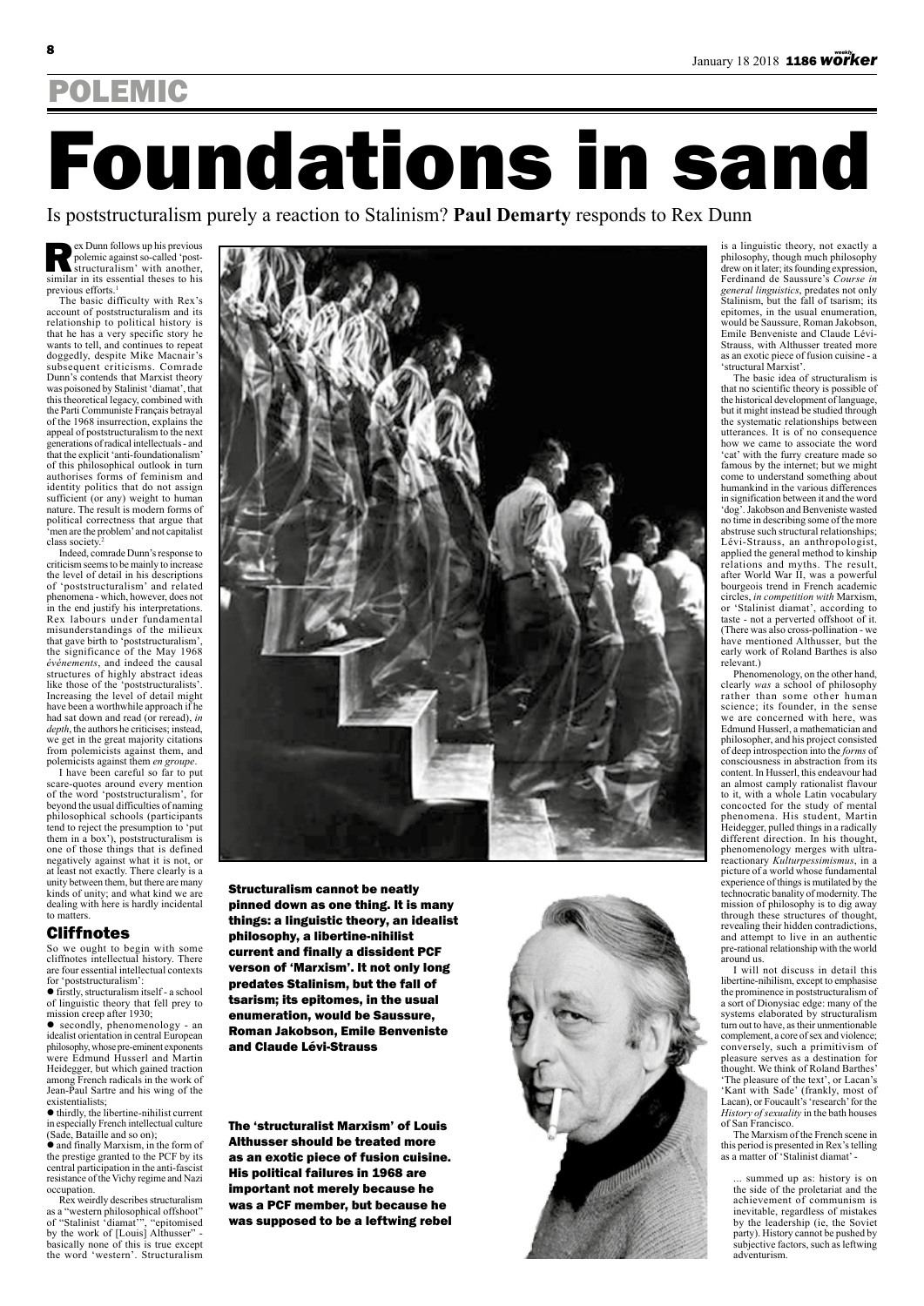# POLEMIC

# Foundations in sand

Is poststructuralism purely a reaction to Stalinism? **Paul Demarty** responds to Rex Dunn

Rex Dunn follows up his previous polemic against so-called 'poststructuralism' with another, similar in its essential theses to his previous efforts.[1]

The basic difficulty with Rex's account of poststructuralism and its relationship to political history is that he has a very specific story he wants to tell, and continues to repeat doggedly, despite Mike Macnair's subsequent criticisms. Comrade Dunn's contends that Marxist theory was poisoned by Stalinist 'diamat', that this theoretical legacy, combined with the Parti Communiste Français betrayal of the 1968 insurrection, explains the appeal of poststructuralism to the next generations of radical intellectuals - and that the explicit 'anti-foundationalism' of this philosophical outlook in turn authorises forms of feminism and identity politics that do not assign sufficient (or any) weight to human nature. The result is modern forms of political correctness that argue that 'men are the problem' and not capitalist class society.[2]

Indeed, comrade Dunn's response to criticism seems to be mainly to increase the level of detail in his descriptions of 'poststructuralism' and related phenomena - which, however, does not in the end justify his interpretations. Rex labours under fundamental misunderstandings of the milieux that gave birth to 'poststructuralism', the significance of the May 1968 *évènements*, and indeed the causal structures of highly abstract ideas like those of the 'poststructuralists'. Increasing the level of detail might have been a worthwhile approach if he had sat down and read (or reread), *in depth*, the authors he criticises; instead, we get in the great majority citations from polemicists against them, and polemicists against them *en groupe*.

I have been careful so far to put scare-quotes around every mention of the word 'poststructuralism', for beyond the usual difficulties of naming philosophical schools (participants tend to reject the presumption to 'put them in a box'), poststructuralism is one of those things that is defined negatively against what it is not, or at least not exactly. There clearly is a unity between them, but there are many kinds of unity; and what kind we are dealing with here is hardly incidental to matters.

## Cliffnotes

So we ought to begin with some cliffnotes intellectual history. There are four essential intellectual contexts for 'poststructuralism':

- firstly, structuralism itself - a school of linguistic theory that fell prey to mission creep after 1930;
- secondly, phenomenology - an idealist orientation in central European philosophy, whose pre-eminent exponents were Edmund Husserl and Martin Heidegger, but which gained traction among French radicals in the work of Jean-Paul Sartre and his wing of the existentialists;
- thirdly, the libertine-nihilist current in especially French intellectual culture (Sade, Bataille and so on);
- and finally Marxism, in the form of the prestige granted to the PCF by its central participation in the anti-fascist resistance of the Vichy regime and Nazi occupation.

Rex weirdly describes structuralism as a "western philosophical offshoot" of "Stalinist 'diamat'", "epitomised by the work of [Louis] Althusser" - basically none of this is true except the word 'western'. Structuralism is a linguistic theory, not exactly a philosophy, though much philosophy drew on it later; its founding expression, Ferdinand de Saussure's *Course in general linguistics*, predates not only Stalinism, but the fall of tsarism; its epitomes, in the usual enumeration, would be Saussure, Roman Jakobson, Emile Benveniste and Claude Lévi-Strauss, with Althusser treated more as an exotic piece of fusion cuisine - a 'structural Marxist'.

The basic idea of structuralism is that no scientific theory is possible of the historical development of language, but it might instead be studied through the systematic relationships between utterances. It is of no consequence how we came to associate the word 'cat' with the furry creature made so famous by the internet; but we might come to understand something about humankind in the various differences in signification between it and the word 'dog'. Jakobson and Benveniste wasted no time in describing some of the more abstruse such structural relationships; Lévi-Strauss, an anthropologist, applied the general method to kinship relations and myths. The result, after World War II, was a powerful bourgeois trend in French academic circles, *in competition with* Marxism, or 'Stalinist diamat', according to taste - not a perverted offshoot of it. (There was also cross-pollination - we have mentioned Althusser, but the early work of Roland Barthes is also relevant.)

Phenomenology, on the other hand, clearly *was* a school of philosophy rather than some other human science; its founder, in the sense we are concerned with here, was Edmund Husserl, a mathematician and philosopher, and his project consisted of deep introspection into the *forms* of consciousness in abstraction from its content. In Husserl, this endeavour had an almost camply rationalist flavour to it, with a whole Latin vocabulary concocted for the study of mental phenomena. His student, Martin Heidegger, pulled things in a radically different direction. In his thought, phenomenology merges with ultra-reactionary *Kulturpessimismus*, in a picture of a world whose fundamental experience of things is mutilated by the technocratic banality of modernity. The mission of philosophy is to dig away through these structures of thought, revealing their hidden contradictions, and attempt to live in an authentic pre-rational relationship with the world around us.

I will not discuss in detail this libertine-nihilism, except to emphasise the prominence in poststructuralism of a sort of Dionysiac edge: many of the systems elaborated by structuralism turn out to have, as their unmentionable complement, a core of sex and violence; conversely, such a primitivism of pleasure serves as a destination for thought. We think of Roland Barthes' 'The pleasure of the text', or Lacan's 'Kant with Sade' (frankly, most of Lacan), or Foucault's 'research' for the *History of sexuality* in the bath houses of San Francisco.

The Marxism of the French scene in this period is presented in Rex's telling as a matter of 'Stalinist diamat' -

> ... summed up as: history is on the side of the proletariat and the achievement of communism is inevitable, regardless of mistakes by the leadership (ie, the Soviet party). History cannot be pushed by subjective factors, such as leftwing adventurism.

**Structuralism cannot be neatly pinned down as one thing. It is many things: a linguistic theory, an idealist philosophy, a libertine-nihilist current and finally a dissident PCF verson of 'Marxism'. It not only long predates Stalinism, but the fall of tsarism; its epitomes, in the usual enumeration, would be Saussure, Roman Jakobson, Emile Benveniste and Claude Lévi-Strauss**

**The 'structuralist Marxism' of Louis Althusser should be treated more as an exotic piece of fusion cuisine. His political failures in 1968 are important not merely because he was a PCF member, but because he was supposed to be a leftwing rebel**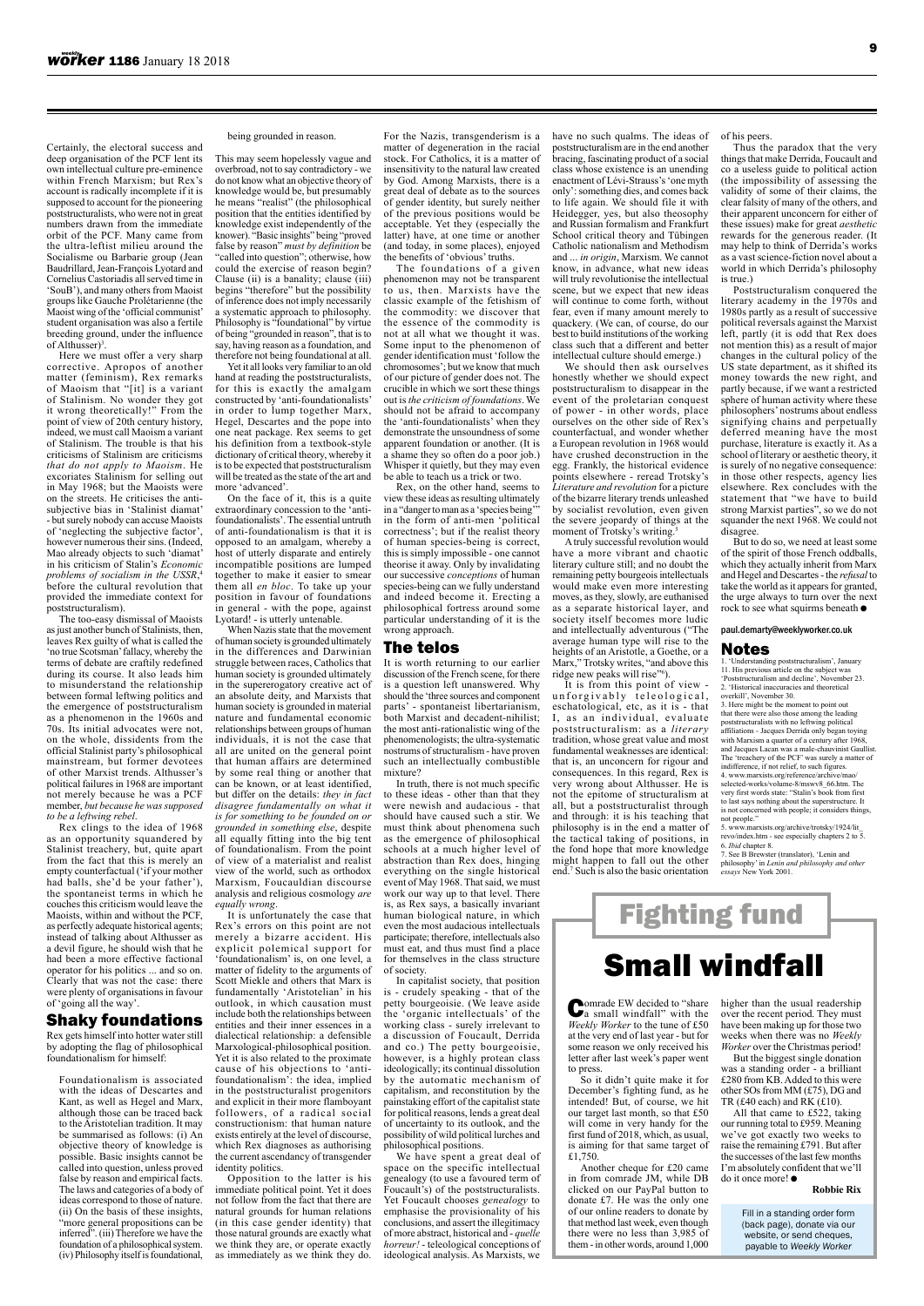Certainly, the electoral success and deep organisation of the PCF lent its own intellectual culture pre-eminence within French Marxism; but Rex's account is radically incomplete if it is supposed to account for the pioneering poststructuralists, who were not in great numbers drawn from the immediate orbit of the PCF. Many came from the ultra-leftist milieu around the Socialisme ou Barbarie group (Jean Baudrillard, Jean-François Lyotard and Cornelius Castoriadis all served time in 'SouB'), and many others from Maoist groups like Gauche Prolétarienne (the Maoist wing of the 'official communist' student organisation was also a fertile breeding ground, under the influence of Althusser)[3].

Here we must offer a very sharp corrective. Apropos of another matter (feminism), Rex remarks of Maoism that "[it] is a variant of Stalinism. No wonder they got it wrong theoretically!" From the point of view of 20th century history, indeed, we must call Maoism a variant of Stalinism. The trouble is that his criticisms of Stalinism are criticisms *that do not apply to Maoism*. He excoriates Stalinism for selling out in May 1968; but the Maoists were on the streets. He criticises the anti-subjective bias in 'Stalinist diamat' - but surely nobody can accuse Maoists of 'neglecting the subjective factor', however numerous their sins. (Indeed, Mao already objects to such 'diamat' in his criticism of Stalin's *Economic problems of socialism in the USSR*,[4] before the cultural revolution that provided the immediate context for poststructuralism).

The too-easy dismissal of Maoists as just another bunch of Stalinists, then, leaves Rex guilty of what is called the 'no true Scotsman' fallacy, whereby the terms of debate are craftily redefined during its course. It also leads him to misunderstand the relationship between formal leftwing politics and the emergence of poststructuralism as a phenomenon in the 1960s and 70s. Its initial advocates were not, on the whole, dissidents from the official Stalinist party's philosophical mainstream, but former devotees of other Marxist trends. Althusser's political failures in 1968 are important not merely because he was a PCF member, *but because he was supposed to be a leftwing rebel*.

Rex clings to the idea of 1968 as an opportunity squandered by Stalinist treachery, but, quite apart from the fact that this is merely an empty counterfactual ('if your mother had balls, she'd be your father'), the spontaneist terms in which he couches this criticism would leave the Maoists, within and without the PCF, as perfectly adequate historical agents; instead of talking about Althusser as a devil figure, he should wish that he had been a more effective factional operator for his politics ... and so on. Clearly that was not the case: there were plenty of organisations in favour of 'going all the way'.

## Shaky foundations

Rex gets himself into hotter water still by adopting the flag of philosophical foundationalism for himself:

> Foundationalism is associated with the ideas of Descartes and Kant, as well as Hegel and Marx, although those can be traced back to the Aristotelian tradition. It may be summarised as follows: (i) An objective theory of knowledge is possible. Basic insights cannot be called into question, unless proved false by reason and empirical facts. The laws and categories of a body of ideas correspond to those of nature. (ii) On the basis of these insights, "more general propositions can be inferred". (iii) Therefore we have the foundation of a philosophical system. (iv) Philosophy itself is foundational, being grounded in reason.

This may seem hopelessly vague and overbroad, not to say contradictory - we do not know what an objective theory of knowledge would be, but presumably he means "realist" (the philosophical position that the entities identified by knowledge exist independently of the knower). "Basic insights" being "proved false by reason" *must by definition* be "called into question"; otherwise, how could the exercise of reason begin? Clause (ii) is a banality; clause (iii) begins "therefore" but the possibility of inference does not imply necessarily a systematic approach to philosophy. Philosophy is "foundational" by virtue of being "grounded in reason", that is to say, having reason as a foundation, and therefore not being foundational at all.

Yet it all looks very familiar to an old hand at reading the poststructuralists, for this is exactly the amalgam constructed by 'anti-foundationalists' in order to lump together Marx, Hegel, Descartes and the pope into one neat package. Rex seems to get his definition from a textbook-style dictionary of critical theory, whereby it is to be expected that poststructuralism will be treated as the state of the art and more 'advanced'.

On the face of it, this is a quite extraordinary concession to the 'anti-foundationalists'. The essential untruth of anti-foundationalism is that it is opposed to an amalgam, whereby a host of utterly disparate and entirely incompatible positions are lumped together to make it easier to smear them all *en bloc*. To take up your position in favour of foundations in general - with the pope, against Lyotard! - is utterly untenable.

When Nazis state that the movement of human society is grounded ultimately in the differences and Darwinian struggle between races, Catholics that human society is grounded ultimately in the supererogatory creative act of an absolute deity, and Marxists that human society is grounded in material nature and fundamental economic relationships between groups of human individuals, it is not the case that all are united on the general point that human affairs are determined by some real thing or another that can be known, or at least identified, but differ on the details: *they in fact disagree fundamentally on what it is for something to be founded on or grounded in something else*, despite all equally fitting into the big tent of foundationalism. From the point of view of a materialist and realist view of the world, such as orthodox Marxism, Foucauldian discourse analysis and religious cosmology *are equally wrong*.

It is unfortunately the case that Rex's errors on this point are not merely a bizarre accident. His explicit polemical support for 'foundationalism' is, on one level, a matter of fidelity to the arguments of Scott Mieklе and others that Marx is fundamentally 'Aristotelian' in his outlook, in which causation must include both the relationships between entities and their inner essences in a dialectical relationship: a defensible Marxological-philosophical position. Yet it is also related to the proximate cause of his objections to 'anti-foundationalism': the idea, implied in the poststructuralist progenitors and explicit in their more flamboyant followers, of a radical social constructionism: that human nature exists entirely at the level of discourse, which Rex diagnoses as authorising the current ascendancy of transgender identity politics.

Opposition to the latter is his immediate political point. Yet it does not follow from the fact that there are natural grounds for human relations (in this case gender identity) that those natural grounds are exactly what we think they are, or operate exactly as immediately as we think they do. For the Nazis, transgenderism is a matter of degeneration in the racial stock. For Catholics, it is a matter of insensitivity to the natural law created by God. Among Marxists, there is a great deal of debate as to the sources of gender identity, but surely neither of the previous positions would be acceptable. Yet they (especially the latter) have, at one time or another (and today, in some places), enjoyed the benefits of 'obvious' truths.

The foundations of a given phenomenon may not be transparent to us, then. Marxists have the classic example of the fetishism of the commodity: we discover that the essence of the commodity is not at all what we thought it was. Some input to the phenomenon of gender identification must 'follow the chromosomes'; but we know that much of our picture of gender does not. The crucible in which we sort these things out is *the criticism of foundations*. We should not be afraid to accompany the 'anti-foundationalists' when they demonstrate the unsoundness of some apparent foundation or another. (It is a shame they so often do a poor job.) Whisper it quietly, but they may even be able to teach us a trick or two.

Rex, on the other hand, seems to view these ideas as resulting ultimately in a "danger to man as a 'species being'" in the form of anti-men 'political correctness'; but if the realist theory of human species-being is correct, this is simply impossible - one cannot theorise it away. Only by invalidating our successive *conceptions* of human species-being can we fully understand and indeed become it. Erecting a philosophical fortress around some particular understanding of it is the wrong approach.

## The telos

It is worth returning to our earlier discussion of the French scene, for there is a question left unanswered. Why should the 'three sources and component parts' - spontaneist libertarianism, both Marxist and decadent-nihilist; the most anti-rationalistic wing of the phenomenologists; the ultra-systematic nostrums of structuralism - have proven such an intellectually combustible mixture?

In truth, there is not much specific to these ideas - other than that they were newish and audacious - that should have caused such a stir. We must think about phenomena such as the emergence of philosophical schools at a much higher level of abstraction than Rex does, hinging everything on the single historical event of May 1968. That said, we must work our way up to that level. There is, as Rex says, a basically invariant human biological nature, in which even the most audacious intellectuals participate; therefore, intellectuals also must eat, and thus must find a place for themselves in the class structure of society.

In capitalist society, that position is - crudely speaking - that of the petty bourgeoisie. (We leave aside the 'organic intellectuals' of the working class - surely irrelevant to a discussion of Foucault, Derrida and co.) The petty bourgeoisie, however, is a highly protean class ideologically; its continual dissolution by the automatic mechanism of capitalism, and reconstitution by the painstaking effort of the capitalist state for political reasons, lends a great deal of uncertainty to its outlook, and the possibility of wild political lurches and philosophical positions.

We have spent a great deal of space on the specific intellectual genealogy (to use a favoured term of Foucault's) of the poststructuralists. Yet Foucault chooses *genealogy* to emphasise the provisionality of his conclusions, and assert the illegitimacy of more abstract, historical and - *quelle horreur!* - teleological conceptions of ideological analysis. As Marxists, we have no such qualms. The ideas of poststructuralism are in the end another bracing, fascinating product of a social class whose existence is an unending enactment of Lévi-Strauss's 'one myth only': something dies, and comes back to life again. We should file it with Heidegger, yes, but also theosophy and Russian formalism and Frankfurt School critical theory and Tübingen Catholic nationalism and Methodism and ... *in origin*, Marxism. We cannot know, in advance, what new ideas will truly revolutionise the intellectual scene, but we expect that new ideas will continue to come forth, without fear, even if many amount merely to quackery. (We can, of course, do our best to build institutions of the working class such that a different and better intellectual culture should emerge.)

We should then ask ourselves honestly whether we should expect poststructuralism to disappear in the event of the proletarian conquest of power - in other words, place ourselves on the other side of Rex's counterfactual, and wonder whether a European revolution in 1968 would have crushed deconstruction in the egg. Frankly, the historical evidence points elsewhere - reread Trotsky's *Literature and revolution* for a picture of the bizarre literary trends unleashed by socialist revolution, even given the severe jeopardy of things at the moment of Trotsky's writing.[5]

A truly successful revolution would have a more vibrant and chaotic literary culture still; and no doubt the remaining petty bourgeois intellectuals would make even more interesting moves, as they, slowly, are euthanised as a separate historical layer, and society itself becomes more ludic and intellectually adventurous ("The average human type will rise to the heights of an Aristotle, a Goethe, or a Marx," Trotsky writes, "and above this ridge new peaks will rise"[6]).

It is from this point of view - unforgivably teleological, eschatological, etc, as it is - that I, as an individual, evaluate poststructuralism: as a *literary* tradition, whose great value and most fundamental weaknesses are identical: that is, an unconcern for rigour and consequences. In this regard, Rex is very wrong about Althusser. He is not the epitome of structuralism at all, but a poststructuralist through and through: it is his teaching that philosophy is in the end a matter of the tactical taking of positions, in the fond hope that more knowledge might happen to fall out the other end.[7] Such is also the basic orientation of his peers.

Thus the paradox that the very things that make Derrida, Foucault and co a useless guide to political action (the impossibility of assessing the validity of some of their claims, the clear falsity of many of the others, and their apparent unconcern for either of these issues) make for great *aesthetic* rewards for the generous reader. (It may help to think of Derrida's works as a vast science-fiction novel about a world in which Derrida's philosophy is true.)

Poststructuralism conquered the literary academy in the 1970s and 1980s partly as a result of successive political reversals against the Marxist left, partly (it is odd that Rex does not mention this) as a result of major changes in the cultural policy of the US state department, as it shifted its money towards the new right, and partly because, if we want a restricted sphere of human activity where these philosophers' nostrums about endless signifying chains and perpetually deferred meaning have the most purchase, literature is exactly it. As a school of literary or aesthetic theory, it is surely of no negative consequence: in those other respects, agency lies elsewhere. Rex concludes with the statement that "we have to build strong Marxist parties", so we do not squander the next 1968. We could not disagree.

But to do so, we need at least some of the spirit of those French oddballs, which they actually inherit from Marx and Hegel and Descartes - the *refusal* to take the world as it appears for granted, the urge always to turn over the next rock to see what squirms beneath ●

**paul.demarty@weeklyworker.co.uk**

## Notes

1. 'Understanding poststructuralism', January 11. His previous article on the subject was 'Poststructuralism and decline', November 23.
2. 'Historical inaccuracies and theoretical overkill', November 30.
3. Here might be the moment to point out that there were also those among the leading poststructuralists with no leftwing political affiliations - Jacques Derrida only began toying with Marxism a quarter of a century after 1968, and Jacques Lacan was a male-chauvinist Gaullist. The 'treachery of the PCF' was surely a matter of indifference, if not relief, to such figures.
4. www.marxists.org/reference/archive/mao/selected-works/volume-8/mswv8_66.htm. The very first words state: "Stalin's book from first to last says nothing about the superstructure. It is not concerned with people; it considers things, not people."
5. www.marxists.org/archive/trotsky/1924/lit_revo/index.htm - see especially chapters 2 to 5.
6. *Ibid* chapter 8.
7. See B Brewster (translator), 'Lenin and philosophy' in *Lenin and philosophy and other essays* New York 2001.

## Fighting fund

# Small windfall

Comrade EW decided to "share a small windfall" with the *Weekly Worker* to the tune of £50 at the very end of last year - but for some reason we only received his letter after last week's paper went to press.

So it didn't quite make it for December's fighting fund, as he intended! But, of course, we hit our target last month, so that £50 will come in very handy for the first fund of 2018, which, as usual, is aiming for that same target of £1,750.

Another cheque for £20 came in from comrade JM, while DB clicked on our PayPal button to donate £7. He was the only one of our online readers to donate by that method last week, even though there were no less than 3,985 of them - in other words, around 1,000 higher than the usual readership over the recent period. They must have been making up for those two weeks when there was no *Weekly Worker* over the Christmas period!

But the biggest single donation was a standing order - a brilliant £280 from KB. Added to this were other SOs from MM (£75), DG and TR (£40 each) and RK (£10).

All that came to £522, taking our running total to £959. Meaning we've got exactly two weeks to raise the remaining £791. But after the successes of the last few months I'm absolutely confident that we'll do it once more! ●

**Robbie Rix**

Fill in a standing order form (back page), donate via our website, or send cheques, payable to *Weekly Worker*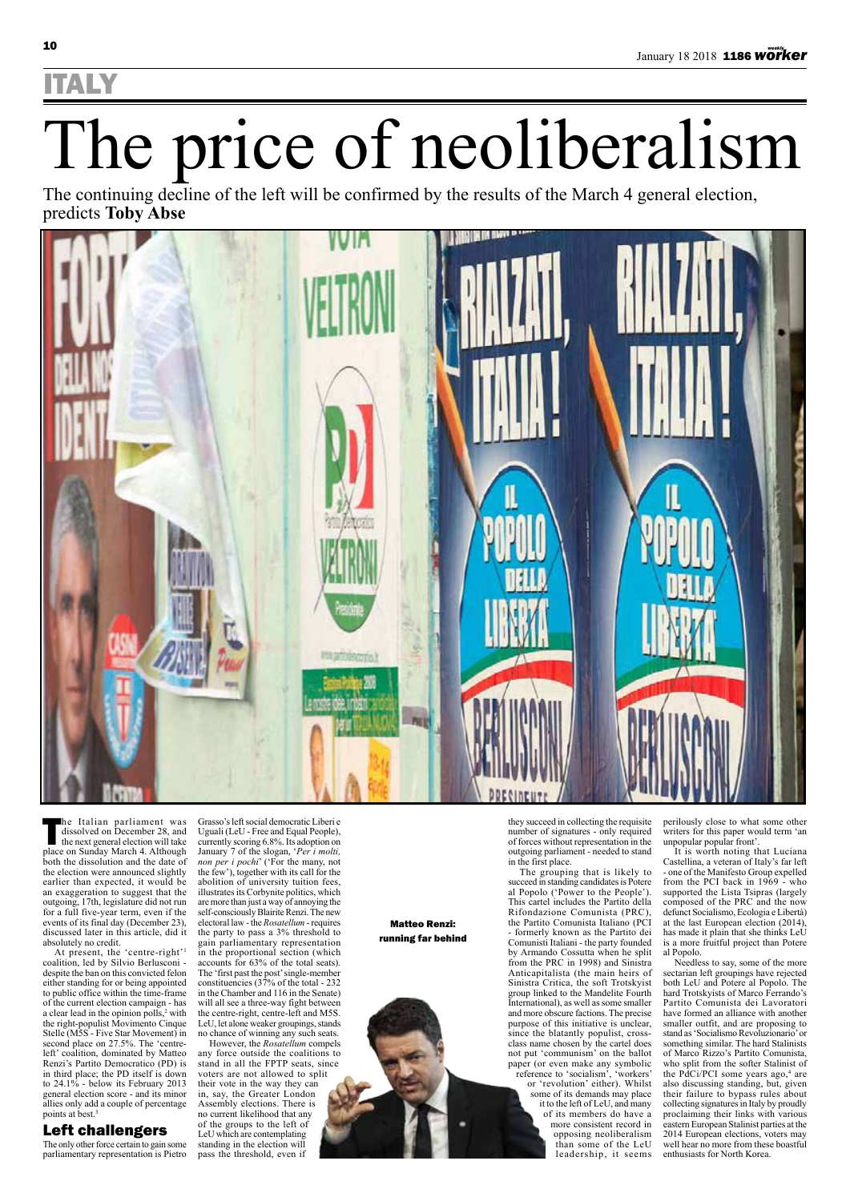ITALY

# The price of neoliberalism

The continuing decline of the left will be confirmed by the results of the March 4 general election, predicts **Toby Abse**

The Italian parliament was dissolved on December 28, and the next general election will take place on Sunday March 4. Although both the dissolution and the date of the election were announced slightly earlier than expected, it would be an exaggeration to suggest that the outgoing, 17th, legislature did not run for a full five-year term, even if the events of its final day (December 23), discussed later in this article, did it absolutely no credit.

At present, the 'centre-right'[1] coalition, led by Silvio Berlusconi - despite the ban on this convicted felon either standing for or being appointed to public office within the time-frame of the current election campaign - has a clear lead in the opinion polls,[2] with the right-populist Movimento Cinque Stelle (M5S - Five Star Movement) in second place on 27.5%. The 'centre-left' coalition, dominated by Matteo Renzi's Partito Democratico (PD) is in third place; the PD itself is down to 24.1% - below its February 2013 general election score - and its minor allies only add a couple of percentage points at best.[3]

## Left challengers

The only other force certain to gain some parliamentary representation is Pietro Grasso's left social democratic Liberi e Uguali (LeU - Free and Equal People), currently scoring 6.8%. Its adoption on January 7 of the slogan, '*Per i molti, non per i pochi*' ('For the many, not the few'), together with its call for the abolition of university tuition fees, illustrates its Corbynite politics, which are more than just a way of annoying the self-consciously Blairite Renzi. The new electoral law - the *Rosatellum* - requires the party to pass a 3% threshold to gain parliamentary representation in the proportional section (which accounts for 63% of the total seats). The 'first past the post' single-member constituencies (37% of the total - 232 in the Chamber and 116 in the Senate) will all see a three-way fight between the centre-right, centre-left and M5S. LeU, let alone weaker groupings, stands no chance of winning any such seats.

However, the *Rosatellum* compels any force outside the coalitions to stand in all the FPTP seats, since voters are not allowed to split their vote in the way they can in, say, the Greater London Assembly elections. There is no current likelihood that any of the groups to the left of LeU which are contemplating standing in the election will pass the threshold, even if they succeed in collecting the requisite number of signatures - only required of forces without representation in the outgoing parliament - needed to stand in the first place.

The grouping that is likely to succeed in standing candidates is Potere al Popolo ('Power to the People'). This cartel includes the Partito della Rifondazione Comunista (PRC), the Partito Comunista Italiano (PCI - formerly known as the Partito dei Comunisti Italiani - the party founded by Armando Cossutta when he split from the PRC in 1998) and Sinistra Anticapitalista (the main heirs of Sinistra Critica, the soft Trotskyist group linked to the Mandelite Fourth International), as well as some smaller and more obscure factions. The precise purpose of this initiative is unclear, since the blatantly populist, cross-class name chosen by the cartel does not put 'communism' on the ballot paper (or even make any symbolic reference to 'socialism', 'workers' or 'revolution' either). Whilst some of its demands may place it to the left of LeU, and many of its members do have a more consistent record in opposing neoliberalism than some of the LeU leadership, it seems perilously close to what some other writers for this paper would term 'an unpopular popular front'.

It is worth noting that Luciana Castellina, a veteran of Italy's far left - one of the Manifesto Group expelled from the PCI back in 1969 - who supported the Lista Tsipras (largely composed of the PRC and the now defunct Socialismo, Ecologia e Libertà) at the last European election (2014), has made it plain that she thinks LeU is a more fruitful project than Potere al Popolo.

Needless to say, some of the more sectarian left groupings have rejected both LeU and Potere al Popolo. The hard Trotskyists of Marco Ferrando's Partito Comunista dei Lavoratori have formed an alliance with another smaller outfit, and are proposing to stand as 'Socialismo Revoluzionario' or something similar. The hard Stalinists of Marco Rizzo's Partito Comunista, who split from the softer Stalinist of the PdCi/PCI some years ago,[4] are also discussing standing, but, given their failure to bypass rules about collecting signatures in Italy by proudly proclaiming their links with various eastern European Stalinist parties at the 2014 European elections, voters may well hear no more from these boastful enthusiasts for North Korea.

Matteo Renzi: running far behind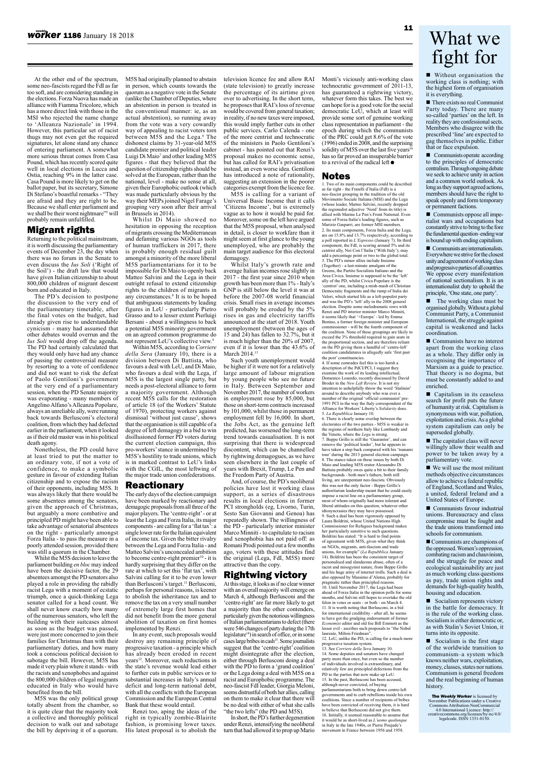At the other end of the spectrum, some neo-fascists regard the FdI as far too soft, and are considering standing in the elections. Forza Nuova has made an alliance with Fiamma Tricolore, which has a more direct link with those in the MSI who rejected the name change to 'Alleanza Nazionale' in 1994. However, this particular set of racist thugs may not even get the required signatures, let alone stand any chance of entering parliament. A somewhat more serious threat comes from Casa Pound, which has recently scored quite well in local elections in Lucca and Ostia, reaching 9% in the latter case. Casa Pound is more likely to get on the ballot paper, but its secretary, Simone Di Stefano's boastful remarks - "They are afraid and they are right to be. Because we shall enter parliament and we shall be their worst nightmare"[5] will probably remain unfulfilled.

## Migrant rights

Returning to the political mainstream, it is worth discussing the parliamentary events of December 23, the day when there was no forum in the Senate to even discuss the *Ius Soli* ('Right of the Soil') - the draft law that would have given Italian citizenship to about 800,000 children of migrant descent born and educated in Italy.

The PD's decision to postpone the discussion to the very end of the parliamentary timetable, after the final votes on the budget, had already given rise to understandable cynicism - many had assumed that other debates would overrun and the *Ius Soli* would drop off the agenda. The PD had certainly calculated that they would only have had any chance of passing the controversial measure by resorting to a vote of confidence and did not want to risk the defeat of Paolo Gentiloni's government at the very end of a parliamentary session, when the PD Senate majority was evaporating - many members of Angelino Alfano's Alleanza Popolare, always an unreliable ally, were running back towards Berlusconi's electoral coalition, from which they had defected earlier in the parliament, when it looked as if their old master was in his political death agony.

Nonetheless, the PD could have at least tried to put the matter to an ordinary vote, if not a vote of confidence, to make a symbolic gesture in favour of extending Italian citizenship and to expose the racism of their opponents, including M5S. It was always likely that there would be some absentees among the senators, given the approach of Christmas, but arguably a more combative and principled PD might have been able to take advantage of senatorial absentees on the right - particularly amongst Forza Italia - to pass the measure in a poorly attended session, provided there was still a quorum in the Chamber.

Whilst the M5S decision to leave the parliament building *en bloc* may indeed have been the decisive factor, the 29 absentees amongst the PD senators also played a role in providing the rabidly racist Lega with a moment of ecstatic triumph, once a quick-thinking Lega senator called for a head count. We shall never know exactly how many of the numerous senators, who left the building with their suitcases almost as soon as the budget was passed, were just more concerned to join their families for Christmas than with their parliamentary duties, and how many took a conscious political decision to sabotage the bill. However, M5S has made it very plain where it stands - with the racists and xenophobes and against the 800,000 children of legal migrants educated in Italy who would have benefited from the bill.

M5S was the only political group totally absent from the chamber, so it is quite clear that the majority took a collective and thoroughly political decision to walk out and sabotage the bill by depriving it of a quorum. M5S had originally planned to abstain in person, which counts towards the quorum as a negative vote in the Senate (unlike the Chamber of Deputies, where an abstention in person is treated in the conventional manner: ie, as an actual abstention), so running away from the vote was a very cowardly way of appealing to racist voters torn between M5S and the Lega.[6] The dishonest claims by 31-year-old M5S candidate premier and political leader Luigi Di Maio[7] and other leading M5S figures - that they believed that the question of citizenship rights should be solved at the European, rather than the national, level - make no sense at all, given their Europhobic outlook (which was made particularly obvious by the way their MEPs joined Nigel Farage's grouping very soon after their arrival in Brussels in 2014).

Whilst Di Maio showed no hesitation in opposing the reception of migrants crossing the Mediterranean and defaming various NGOs as tools of human traffickers in 2017, there is probably enough residual guilt amongst a minority of the more liberal M5S parliamentarians for it to be impossible for Di Maio to openly back Matteo Salvini and the Lega in their outright refusal to extend citizenship rights to the children of migrants in any circumstances.[8] It is to be hoped that ambiguous statements by leading figures in LeU - particularly Pietro Grasso and to a lesser extent Pierluigi Bersani - about a willingness to back a potential M5S minority government on an agreed common programme do not represent LeU's collective view.[9]

Within M5S, according to *Corriere della Sera* (January 10), there is a division between Di Battista, who favours a deal with LeU, and Di Maio, who favours a deal with the Lega, if M5S is the largest single party, but needs a post-electoral alliance to form a majority government. Although recent M5S calls for the restoration of article 18 (of the Workers' Statute of 1970), protecting workers against dismissal 'without just cause', shows that the organisation is still capable of a degree of left demagogy in a bid to win disillusioned former PD voters during the current election campaign, this pro-workers' stance in undermined by M5S's hostility to trade unions, which is in marked contrast to LeU's links with the CGIL, the most leftwing of the major trade union confederations.

## Reactionary

The early days of the election campaign have been marked by reactionary and demagogic proposals from all three of the major players. The 'centre-right' - or at least the Lega and Forza Italia, its major components - are calling for a 'flat tax': a single lower rate for the Italian equivalent of income tax. Given the bitter rivalry between the Lega and Forza Italia - and Matteo Salvini's unconcealed ambition to become centre-right premier[10] - it is hardly surprising that they differ on the rate at which to set this 'flat tax', with Salvini calling for it to be even lower than Berlusconi's target.[11] Berlusconi, perhaps for personal reasons, is keener to abolish the inheritance tax and to remove the tax on a very small number of extremely large first homes that did not benefit from the more general abolition of taxation on first homes implemented by Renzi.

In any event, such proposals would destroy any remaining principle of progressive taxation - a principle which has already been eroded in recent years[12]. Moreover, such reductions in the state's revenue would lead either to further cuts in public services or to substantial increases in Italy's annual deficit and long-term national debt, with all the conflicts with the European Commission and the European Central Bank that these would entail.

Renzi too, aping the ideas of the right in typically zombie-Blairite fashion, is promising lower taxes. His latest proposal is to abolish the television licence fee and allow RAI (state television) to greatly increase the percentage of its airtime given over to advertising. In the short term, he proposes that RAI's loss of revenue would be covered from general taxation; in reality, if no new taxes were imposed, this would imply further cuts in other public services. Carlo Calenda - one of the more centrist and technocratic of the ministers in Paolo Gentiloni's cabinet - has pointed out that Renzi's proposal makes no economic sense, but has called for RAI's privatisation instead, an even worse idea. Gentiloni has introduced a note of rationality, suggesting an extension in the poorer categories exempt from the licence fee.

M5S is calling for a variant of Universal Basic Income that it calls 'Citizens Income', but is extremely vague as to how it would be paid for. Moreover, some on the left have argued that the M5S proposal, when analysed in detail, is closer to workfare than it might seem at first glance to the young unemployed, who are probably the main target audience for this electoral demagogy.

Whilst Italy's growth rate and average Italian incomes rose slightly in 2017 - the first year since 2010 when growth has been more than 1% - Italy's GNP is still below the level it was at before the 2007-08 world financial crisis. Small rises in average incomes will probably be eroded by the 5% rises in gas and electricity tariffs announced at the start of 2018. Youth unemployment (between the ages of 15 and 24) has fallen to 32.7%, but it is much higher than the 20% of 2007, even if it is lower than the 43.6% of March 2014.[13]

Such youth unemployment would be higher if it were not for a relatively large amount of labour migration by young people who see no future in Italy. Between September and November 2017, the number of workers in employment rose by 85,000, but those on short-term contracts increased by 101,000, whilst those in permanent employment fell by 16,000. In short, the Jobs Act, as the genuine left predicted, has worsened the long-term trend towards casualisation. It is not surprising that there is widespread discontent, which can be channelled by rightwing demagogues, as we have seen elsewhere in the last couple of years with Brexit, Trump, Le Pen and the Freedom Party of Austria.

And, of course, the PD's neoliberal policies have lost it working class support, as a series of disastrous results in local elections in former PCI strongholds (eg, Livorno, Turin, Sesto San Giovanni and Genoa) has repeatedly shown. The willingness of the PD - particularly interior minister Marco Minniti - to capitulate to racism and xenophobia has not paid off: as Romano Prodi pointed out a few months ago, voters with these attitudes find the original (Lega, FdI, M5S) more attractive than the copy.

## Rightwing victory

At this stage, it looks as if no clear winner with an overall majority will emerge on March 4, although Berlusconi and the 'centre-right' are far more likely to get a majority than the other contenders, particularly given the notorious willingness of Italian parliamentarians to defect (there were 546 changes of party during the 17th legislature[14]) in search of office, or in some cases large bribes in cash[15]. Some journalists suggest that the 'centre-right' coalition might disintegrate after the election, either through Berlusconi doing a deal with the PD to form a 'grand coalition' or the Lega doing a deal with M5S on a racist and Europhobic programme. The neo-fascist FdI leader, Giorgia Meloni, seems distrustful of both her allies, calling on them to make it clear that there will be no deal with either of what she calls "the two lefts" (the PD and M5S).

In short, the PD's further degeneration under Renzi, intensifying the neoliberal turn that had allowed it to prop up Mario Monti's viciously anti-working class technocratic government of 2011-13, has guaranteed a rightwing victory, whatever form this takes. The best we can hope for is a good vote for the social democratic LeU, which at least will provide some sort of genuine working class representation in parliament - the epoch during which the communists of the PRC could get 8.6% of the vote (1996) ended in 2008, and the surprising solidity of M5S over the last five years[16] has so far proved an insuperable barrier to a revival of the radical left ●

## Notes

1. Two of its main components could be described as far right - the Fratelli d'Italia (FdI) is a neo-fascist grouping in the tradition of the old Movimento Sociale Italiana (MSI) and the Lega (whose leader, Matteo Salvini, recently dropped the regionalist adjective 'Nord' from its title) is allied with Marine Le Pen's Front National. Even some of Forza Italia's leading figures, such as Marizio Gasparri, are former MSI members.
2. Its main components, Forza Italia and the Lega, are on 15.8% and 13.7% respectively, according to a poll reported in *L'Espresso* (January 7). Its third component, the FdI, is scoring around 5% and its centrist ally, Noi Con l'Italia ('With Italy'), may add a percentage point or two to the global total.
3. The PD's minor allies include Insieme (Together) - a last-minute amalgam of the Greens, the Partito Socialista Italiano and the Area Civica. Insieme is supposed to be the 'left' ally of the PD, whilst Civica Popolare is the 'centrist' one, including a mish-mash of Christian Democratic fragments and the rump of Italia dei Valori, which started life as a left-populist party and was the PD's 'left' ally in the 2008 general election. Despite some melodramatic rows with Renzi and PD interior minister Marco Minniti, it seems likely that '+Europa' - led by Emma Bonino, a former foreign minister and European commissioner - will be the fourth component of the coalition. None of these groupings are likely to exceed the 3% threshold required to gain seats in the proportional section, and are therefore reliant on the PD giving them a handful of 'centre-left' coalition candidatures in allegedly safe 'first past the post' constituencies.
4. If some comrades feel this is too harsh a description of the PdCI/PCI, I suggest they examine the work of its leading intellectual, Domenico Losurdo, recently discussed by David Broder in the *New Left Review*. It is not my intention to unhelpfully throw the word 'Stalinist' around to describe anybody who was or never a member of the original 'official communist' pre-1991 PCI in the way the Italy correspondent of the Alliance for Workers' Liberty's *Solidarity* does.
5. *La Repubblica* January 10.
6. There is clearly some overlap between the electorates of the two parties - M5S is weaker in the regions of northern Italy like Lombardy and the Veneto, where the *Lega* is strong.
7. Beppe Grillo is still the 'Guarantor', and can remove the 'political leader', but he appears to have taken a step back compared with his 'tsunami tour' during the 2013 general election campaign.
8. The stance taken on these issues by both Di Maio and leading M5S orator Alessandro Di Battista probably owes quite a bit to their family backgrounds - both men's fathers, both still living, are unrepentant neo-fascists. Obviously this was not the only factor - Beppe Grillo's authoritarian leadership meant that he could easily impose a racist line on a parliamentary group, most of whom originally had more tolerant and liberal attitudes on this question, whatever other idiosyncrasies they may have possessed.
9. Such a deal has been vigorously opposed by Laura Boldrini, whose United Nations High Commissioner for Refugees background makes her particularly sensitive to such questions. Boldrini has stated: "It is hard to find points of agreement with M5S, given what they think on NGOs, migrants, anti-fascism and trade unions, for example" (*La Repubblica* January 14). Boldrini has been the consistent target of personalised and slanderous abuse, often of a racist and misogynist nature, from Beppe Grillo and his huge army of internet trolls. Such a deal is also opposed by Massimo d'Alema, probably for pragmatic rather than principled reasons.
10. Until November 2017, the Lega had been ahead of Forza Italia in the opinion polls for some months, and Salvini still hopes to overtake the old felon in votes or seats - or both - on March 4.
11. It is worth noting that Berlusconi, in a bid for international credibility - after all, he seems to have got the grudging endorsement of former *Economist* editor and old foe Bill Emmott as the lesser evil - ascribes such proposals to "the Nobel laureate, Milton Friedman".
12. LeU, unlike the PD, is calling for a much more progressive taxation system.
13. See *Corriere della Sera* January 10.
14. Some deputies and senators have changed party more than once, but even so the number of individuals involved is extraordinary, and relatively few are principled defections from the PD to the parties that now make up LeU.
15. In the past, Berlusconi has been accused, although never convicted, of buying parliamentarians both to bring down centre-left governments and to curb rebellions inside his own coalitions. Since a number of recipients of bribes have been convicted of receiving them, it is hard to believe that Berlusconi did not give them.
16. Initially, it seemed reasonable to assume that it would be as short-lived as *L'uomo qualunque* in Italy in the late 1940s, or Pierre Poujade's movement in France between 1956 and 1958.

# What we fight for

- Without organisation the working class is nothing; with the highest form of organisation it is everything.
- There exists no real Communist Party today. There are many so-called 'parties' on the left. In reality they are confessional sects. Members who disagree with the prescribed 'line' are expected to gag themselves in public. Either that or face expulsion.
- Communists operate according to the principles of democratic centralism. Through ongoing debate we seek to achieve unity in action and a common world outlook. As long as they support agreed actions, members should have the right to speak openly and form temporary or permanent factions.
- Communists oppose all imperialist wars and occupations but constantly strive to bring to the fore the fundamental question–ending war is bound up with ending capitalism.
- Communists are internationalists. Everywhere we strive for the closest unity and agreement of working class and progressive parties of all countries. We oppose every manifestation of national sectionalism. It is an internationalist duty to uphold the principle, 'One state, one party'.
- The working class must be organised globally. Without a global Communist Party, a Communist International, the struggle against capital is weakened and lacks coordination.
- Communists have no interest apart from the working class as a whole. They differ only in recognising the importance of Marxism as a guide to practice. That theory is no dogma, but must be constantly added to and enriched.
- Capitalism in its ceaseless search for profit puts the future of humanity at risk. Capitalism is synonymous with war, pollution, exploitation and crisis. As a global system capitalism can only be superseded globally.
- The capitalist class will never willingly allow their wealth and power to be taken away by a parliamentary vote.
- We will use the most militant methods objective circumstances allow to achieve a federal republic of England, Scotland and Wales, a united, federal Ireland and a United States of Europe.
- Communists favour industrial unions. Bureaucracy and class compromise must be fought and the trade unions transformed into schools for communism.
- Communists are champions of the oppressed. Women's oppression, combating racism and chauvinism, and the struggle for peace and ecological sustainability are just as much working class questions as pay, trade union rights and demands for high-quality health, housing and education.
- Socialism represents victory in the battle for democracy. It is the rule of the working class. Socialism is either democratic or, as with Stalin's Soviet Union, it turns into its opposite.
- Socialism is the first stage of the worldwide transition to communism–a system which knows neither wars, exploitation, money, classes, states nor nations. Communism is general freedom and the real beginning of human history.

***The Weekly Worker*** is licensed by November Publications under a Creative Commons Attribution-NonCommercial 4.0 International Licence: http://creativecommons.org/licenses/by-nc/4.0/legalcode. ISSN 1351-0150.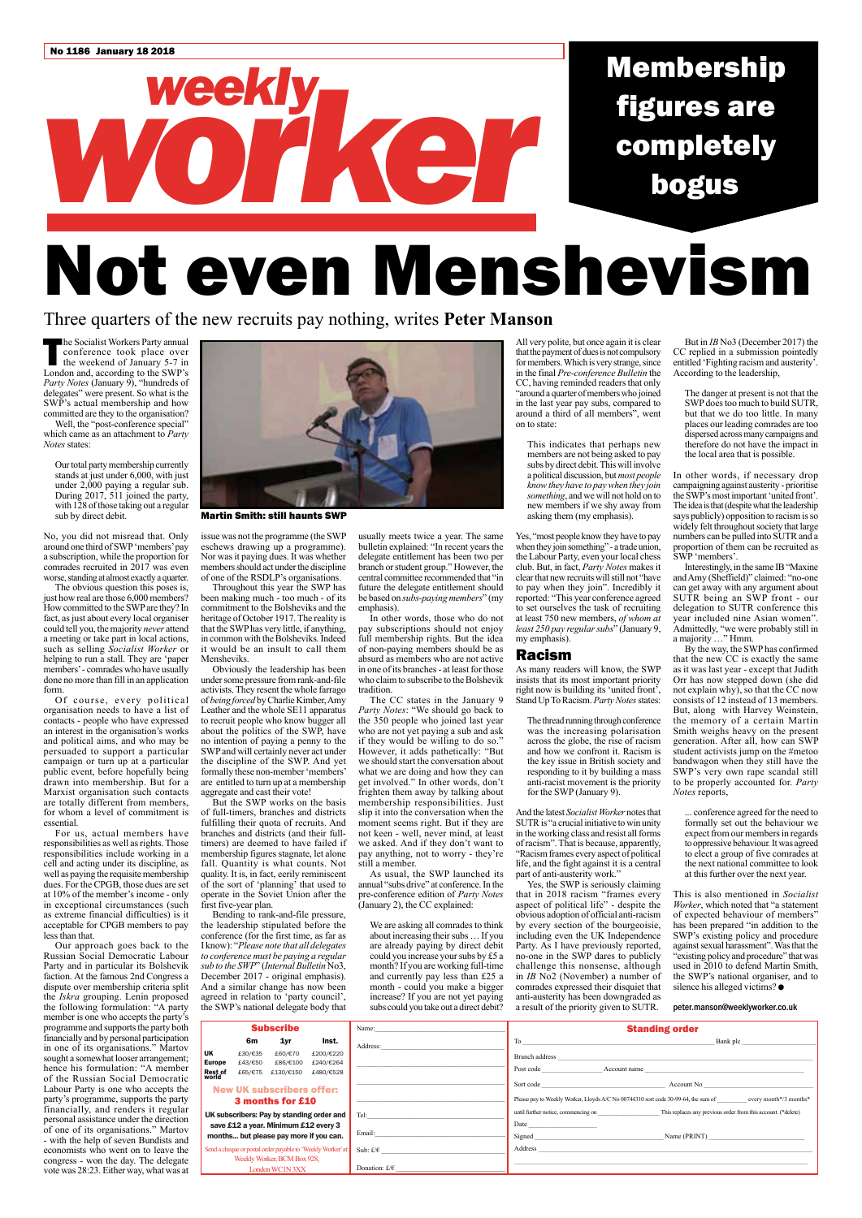No 1186 January 18 2018

# weekly worker

**Membership figures are completely bogus**

# Not even Menshevism

Three quarters of the new recruits pay nothing, writes **Peter Manson**

The Socialist Workers Party annual conference took place over the weekend of January 5-7 in London and, according to the SWP's *Party Notes* (January 9), "hundreds of delegates" were present. So what is the SWP's actual membership and how committed are they to the organisation?

Well, the "post-conference special" which came as an attachment to *Party Notes* states:

> Our total party membership currently stands at just under 6,000, with just under 2,000 paying a regular sub. During 2017, 511 joined the party, with 128 of those taking out a regular sub by direct debit.

No, you did not misread that. Only around one third of SWP 'members' pay a subscription, while the proportion for comrades recruited in 2017 was even worse, standing at almost exactly a quarter.

The obvious question this poses is, just how real are those 6,000 members? How committed to the SWP are they? In fact, as just about every local organiser could tell you, the majority *never* attend a meeting or take part in local actions, such as selling *Socialist Worker* or helping to run a stall. They are 'paper members' - comrades who have usually done no more than fill in an application form.

Of course, every political organisation needs to have a list of contacts - people who have expressed an interest in the organisation's works and political aims, and who may be persuaded to support a particular campaign or turn up at a particular public event, before hopefully being drawn into membership. But for a Marxist organisation such contacts are totally different from members, for whom a level of commitment is essential.

For us, actual members have responsibilities as well as rights. Those responsibilities include working in a cell and acting under its discipline, as well as paying the requisite membership dues. For the CPGB, those dues are set at 10% of the member's income - only in exceptional circumstances (such as extreme financial difficulties) is it acceptable for CPGB members to pay less than that.

Our approach goes back to the Russian Social Democratic Labour Party and in particular its Bolshevik faction. At the famous 2nd Congress a dispute over membership criteria split the *Iskra* grouping. Lenin proposed the following formulation: "A party member is one who accepts the party's programme and supports the party both financially and by personal participation in one of its organisations." Martov sought a somewhat looser arrangement; hence his formulation: "A member of the Russian Social Democratic Labour Party is one who accepts the party's programme, supports the party financially, and renders it regular personal assistance under the direction of one of its organisations." Martov - with the help of seven Bundists and economists who went on to leave the congress - won the day. The delegate vote was 28:23. Either way, what was at issue was not the programme (the SWP eschews drawing up a programme). Nor was it paying dues. It was whether members should act under the discipline of one of the RSDLP's organisations.

Throughout this year the SWP has been making much - too much - of its commitment to the Bolsheviks and the heritage of October 1917. The reality is that the SWP has very little, if anything, in common with the Bolsheviks. Indeed it would be an insult to call them Mensheviks.

Obviously the leadership has been under some pressure from rank-and-file activists. They resent the whole farrago of *being forced* by Charlie Kimber, Amy Leather and the whole SE11 apparatus to recruit people who know bugger all about the politics of the SWP, have no intention of paying a penny to the SWP and will certainly never act under the discipline of the SWP. And yet formally these non-member 'members' are entitled to turn up at a membership aggregate and cast their vote!

But the SWP works on the basis of full-timers, branches and districts fulfilling their quota of recruits. And branches and districts (and their full-timers) are deemed to have failed if membership figures stagnate, let alone fall. Quantity is what counts. Not quality. It is, in fact, eerily reminiscent of the sort of 'planning' that used to operate in the Soviet Union after the first five-year plan.

Bending to rank-and-file pressure, the leadership stipulated before the conference (for the first time, as far as I know): "*Please note that all delegates to conference must be paying a regular sub to the SWP*" (*Internal Bulletin* No3, December 2017 - original emphasis). And a similar change has now been agreed in relation to 'party council', the SWP's national delegate body that usually meets twice a year. The same bulletin explained: "In recent years the delegate entitlement has been two per branch or student group." However, the central committee recommended that "in future the delegate entitlement should be based on *subs-paying members*" (my emphasis).

In other words, those who do not pay subscriptions should not enjoy full membership rights. But the idea of non-paying members should be as absurd as members who are not active in one of its branches - at least for those who claim to subscribe to the Bolshevik tradition.

The CC states in the January 9 *Party Notes*: "We should go back to the 350 people who joined last year who are not yet paying a sub and ask if they would be willing to do so." However, it adds pathetically: "But we should start the conversation about what we are doing and how they can get involved." In other words, don't frighten them away by talking about membership responsibilities. Just slip it into the conversation when the moment seems right. But if they are not keen - well, never mind, at least we asked. And if they don't want to pay anything, not to worry - they're still a member.

As usual, the SWP launched its annual "subs drive" at conference. In the pre-conference edition of *Party Notes* (January 2), the CC explained:

> We are asking all comrades to think about increasing their subs … If you are already paying by direct debit could you increase your subs by £5 a month? If you are working full-time and currently pay less than £25 a month - could you make a bigger increase? If you are not yet paying subs could you take out a direct debit?

All very polite, but once again it is clear that the payment of dues is not compulsory for members. Which is very strange, since in the final *Pre-conference Bulletin* the CC, having reminded readers that only "around a quarter of members who joined in the last year pay subs, compared to around a third of all members", went on to state:

> This indicates that perhaps new members are not being asked to pay subs by direct debit. This will involve a political discussion, but *most people know they have to pay when they join something*, and we will not hold on to new members if we shy away from asking them (my emphasis).

Yes, "most people know they have to pay when they join something" - a trade union, the Labour Party, even your local chess club. But, in fact, *Party Notes* makes it clear that new recruits will still not "have to pay when they join". Incredibly it reported: "This year conference agreed to set ourselves the task of recruiting at least 750 new members, *of whom at least 250 pay regular subs*" (January 9, my emphasis).

## Racism

As many readers will know, the SWP insists that its most important priority right now is building its 'united front', Stand Up To Racism. *Party Notes* states:

> The thread running through conference was the increasing polarisation across the globe, the rise of racism and how we confront it. Racism is the key issue in British society and responding to it by building a mass anti-racist movement is the priority for the SWP (January 9).

And the latest *Socialist Worker* notes that SUTR is "a crucial initiative to win unity in the working class and resist all forms of racism". That is because, apparently, "Racism frames every aspect of political life, and the fight against it is a central part of anti-austerity work."

Yes, the SWP is seriously claiming that in 2018 racism "frames every aspect of political life" - despite the obvious adoption of official anti-racism by every section of the bourgeoisie, including even the UK Independence Party. As I have previously reported, no-one in the SWP dares to publicly challenge this nonsense, although in *IB* No2 (November) a number of comrades expressed their disquiet that anti-austerity has been downgraded as a result of the priority given to SUTR.

But in *IB* No3 (December 2017) the CC replied in a submission pointedly entitled 'Fighting racism and austerity'. According to the leadership,

> The danger at present is not that the SWP does too much to build SUTR, but that we do too little. In many places our leading comrades are too dispersed across many campaigns and therefore do not have the impact in the local area that is possible.

In other words, if necessary drop campaigning against austerity - prioritise the SWP's most important 'united front'. The idea is that (despite what the leadership says publicly) opposition to racism is so widely felt throughout society that large numbers can be pulled into SUTR and a proportion of them can be recruited as SWP 'members'.

Interestingly, in the same IB "Maxine and Amy (Sheffield)" claimed: "no-one can get away with any argument about SUTR being an SWP front - our delegation to SUTR conference this year included nine Asian women". Admittedly, "we were probably still in a majority …" Hmm.

By the way, the SWP has confirmed that the new CC is exactly the same as it was last year - except that Judith Orr has now stepped down (she did not explain why), so that the CC now consists of 12 instead of 13 members. But, along with Harvey Weinstein, the memory of a certain Martin Smith weighs heavy on the present generation. After all, how can SWP student activists jump on the #metoo bandwagon when they still have the SWP's very own rape scandal still to be properly accounted for. *Party Notes* reports,

> ... conference agreed for the need to formally set out the behaviour we expect from our members in regards to oppressive behaviour. It was agreed to elect a group of five comrades at the next national committee to look at this further over the next year.

This is also mentioned in *Socialist Worker*, which noted that "a statement of expected behaviour of members" has been prepared "in addition to the SWP's existing policy and procedure against sexual harassment". Was that the "existing policy and procedure" that was used in 2010 to defend Martin Smith, the SWP's national organiser, and to silence his alleged victims? ●

peter.manson@weeklyworker.co.uk

**Martin Smith: still haunts SWP**

## Subscribe

| | 6m | 1yr | Inst. |
|---|---|---|---|
| UK | £30/€35 | £60/€70 | £200/€220 |
| Europe | £43/€50 | £86/€100 | £240/€264 |
| Rest of world | £65/€75 | £130/€150 | £480/€528 |

**New UK subscribers offer: 3 months for £10**

**UK subscribers: Pay by standing order and save £12 a year. Minimum £12 every 3 months... but please pay more if you can.**

Send a cheque or postal order payable to 'Weekly Worker' at: Weekly Worker, BCM Box 928, London WC1N 3XX

Name: ______

Address: ______

Tel: ______

Email: ______

Sub: £/€ ______

Donation: £/€ ______

## Standing order

To ______ Bank plc ______

Branch address ______

Post code ______ Account name ______

Sort code ______ Account No ______

Please pay to Weekly Worker, Lloyds A/C No 00744310 sort code 30-99-64, the sum of ______ every month*/3 months*

until further notice, commencing on ______ This replaces any previous order from this account. (*delete)

Date ______

Signed ______ Name (PRINT) ______

Address ______